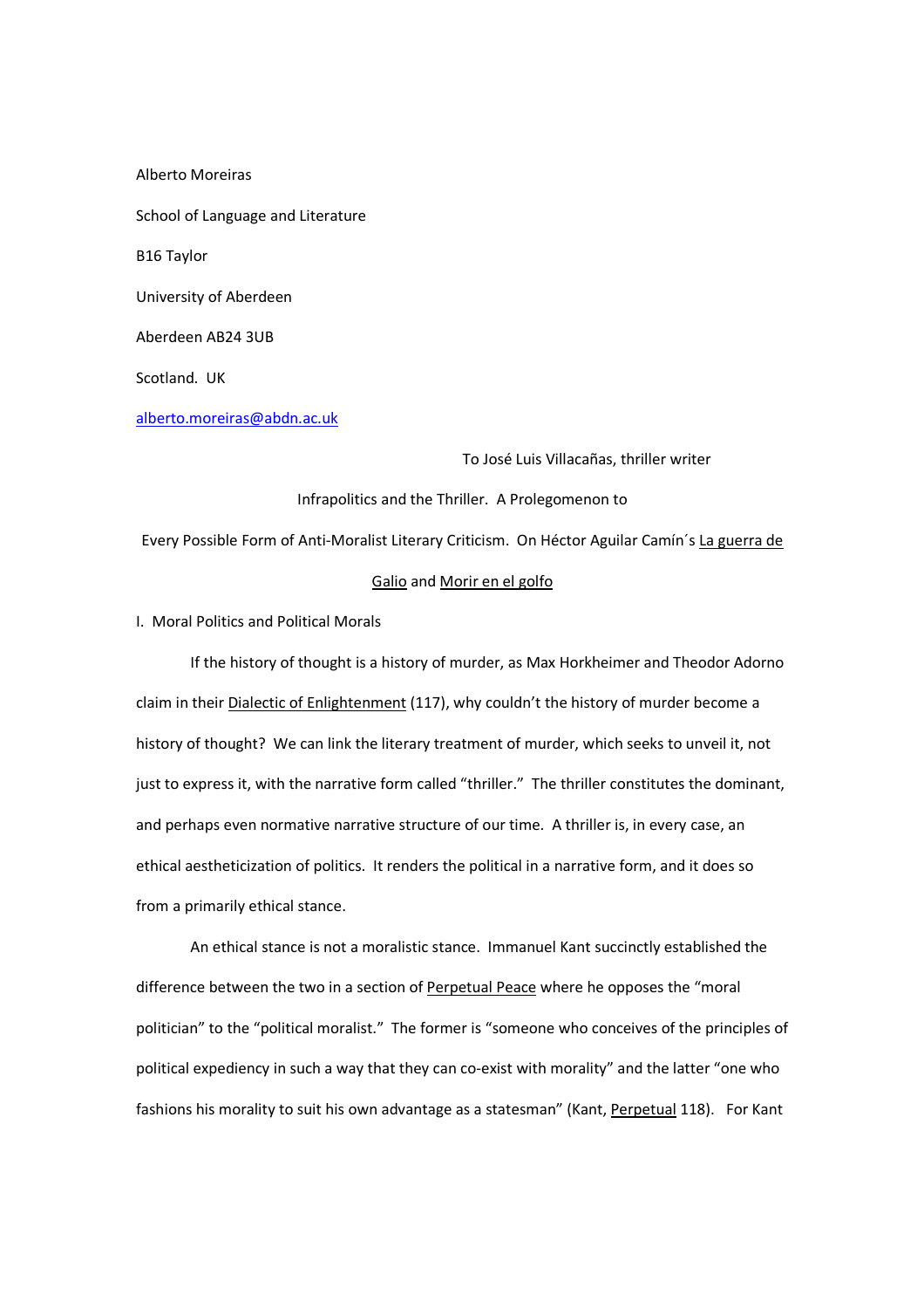Alberto Moreiras

School of Language and Literature

B16 Taylor

University of Aberdeen

Aberdeen AB24 3UB

Scotland. UK

alberto.moreiras@abdn.ac.uk

To José Luis Villacañas, thriller writer

# Infrapolitics and the Thriller. A Prolegomenon to Every Possible Form of Anti-Moralist Literary Criticism. On Héctor Aguilar Camín´s *La guerra de Galio* and *Morir en el golfo*

## I. Moral Politics and Political Morals

If the history of thought is a history of murder, as Max Horkheimer and Theodor Adorno claim in their *Dialectic of Enlightenment* (117), why couldn't the history of murder become a history of thought? We can link the literary treatment of murder, which seeks to unveil it, not just to express it, with the narrative form called "thriller." The thriller constitutes the dominant, and perhaps even normative narrative structure of our time. A thriller is, in every case, an ethical aestheticization of politics. It renders the political in a narrative form, and it does so from a primarily ethical stance.

An ethical stance is not a moralistic stance. Immanuel Kant succinctly established the difference between the two in a section of *Perpetual Peace* where he opposes the "moral politician" to the "political moralist." The former is "someone who conceives of the principles of political expediency in such a way that they can co-exist with morality" and the latter "one who fashions his morality to suit his own advantage as a statesman" (Kant, *Perpetual* 118). For Kant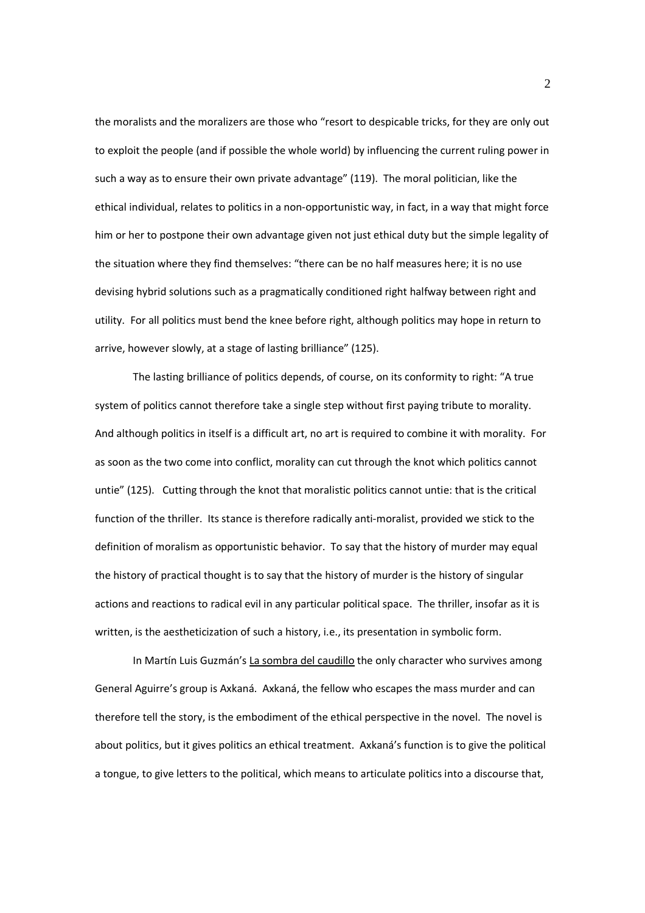the moralists and the moralizers are those who "resort to despicable tricks, for they are only out to exploit the people (and if possible the whole world) by influencing the current ruling power in such a way as to ensure their own private advantage" (119). The moral politician, like the ethical individual, relates to politics in a non-opportunistic way, in fact, in a way that might force him or her to postpone their own advantage given not just ethical duty but the simple legality of the situation where they find themselves: "there can be no half measures here; it is no use devising hybrid solutions such as a pragmatically conditioned right halfway between right and utility. For all politics must bend the knee before right, although politics may hope in return to arrive, however slowly, at a stage of lasting brilliance" (125).

The lasting brilliance of politics depends, of course, on its conformity to right: "A true system of politics cannot therefore take a single step without first paying tribute to morality. And although politics in itself is a difficult art, no art is required to combine it with morality. For as soon as the two come into conflict, morality can cut through the knot which politics cannot untie" (125). Cutting through the knot that moralistic politics cannot untie: that is the critical function of the thriller. Its stance is therefore radically anti-moralist, provided we stick to the definition of moralism as opportunistic behavior. To say that the history of murder may equal the history of practical thought is to say that the history of murder is the history of singular actions and reactions to radical evil in any particular political space. The thriller, insofar as it is written, is the aestheticization of such a history, i.e., its presentation in symbolic form.

In Martín Luis Guzmán's La sombra del caudillo the only character who survives among General Aguirre's group is Axkaná. Axkaná, the fellow who escapes the mass murder and can therefore tell the story, is the embodiment of the ethical perspective in the novel. The novel is about politics, but it gives politics an ethical treatment. Axkaná's function is to give the political a tongue, to give letters to the political, which means to articulate politics into a discourse that,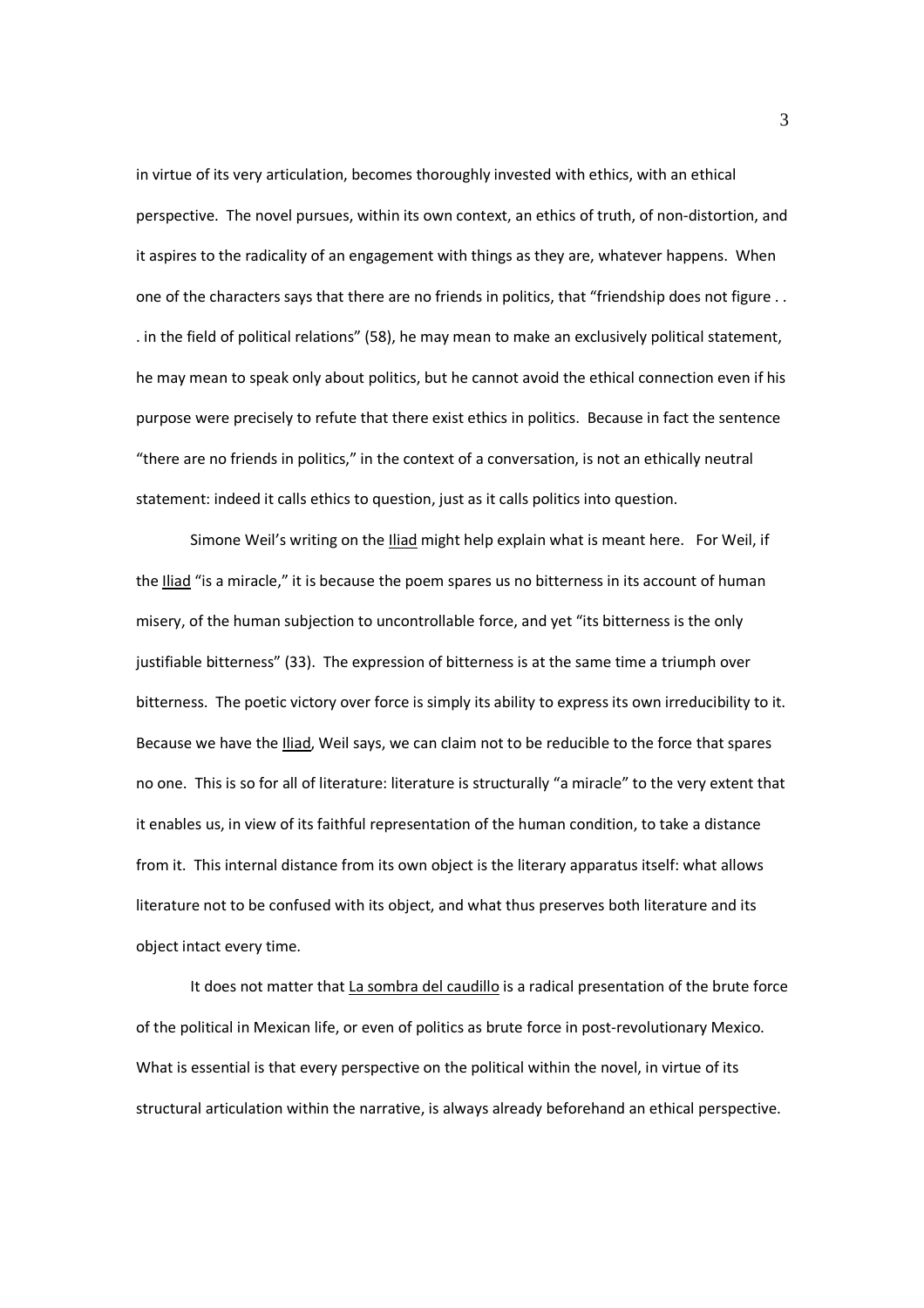in virtue of its very articulation, becomes thoroughly invested with ethics, with an ethical perspective. The novel pursues, within its own context, an ethics of truth, of non-distortion, and it aspires to the radicality of an engagement with things as they are, whatever happens. When one of the characters says that there are no friends in politics, that "friendship does not figure . . . in the field of political relations" (58), he may mean to make an exclusively political statement, he may mean to speak only about politics, but he cannot avoid the ethical connection even if his purpose were precisely to refute that there exist ethics in politics. Because in fact the sentence "there are no friends in politics," in the context of a conversation, is not an ethically neutral statement: indeed it calls ethics to question, just as it calls politics into question.

Simone Weil's writing on the Iliad might help explain what is meant here. For Weil, if the Iliad "is a miracle," it is because the poem spares us no bitterness in its account of human misery, of the human subjection to uncontrollable force, and yet "its bitterness is the only justifiable bitterness" (33). The expression of bitterness is at the same time a triumph over bitterness. The poetic victory over force is simply its ability to express its own irreducibility to it. Because we have the Iliad, Weil says, we can claim not to be reducible to the force that spares no one. This is so for all of literature: literature is structurally "a miracle" to the very extent that it enables us, in view of its faithful representation of the human condition, to take a distance from it. This internal distance from its own object is the literary apparatus itself: what allows literature not to be confused with its object, and what thus preserves both literature and its object intact every time.

It does not matter that La sombra del caudillo is a radical presentation of the brute force of the political in Mexican life, or even of politics as brute force in post-revolutionary Mexico. What is essential is that every perspective on the political within the novel, in virtue of its structural articulation within the narrative, is always already beforehand an ethical perspective.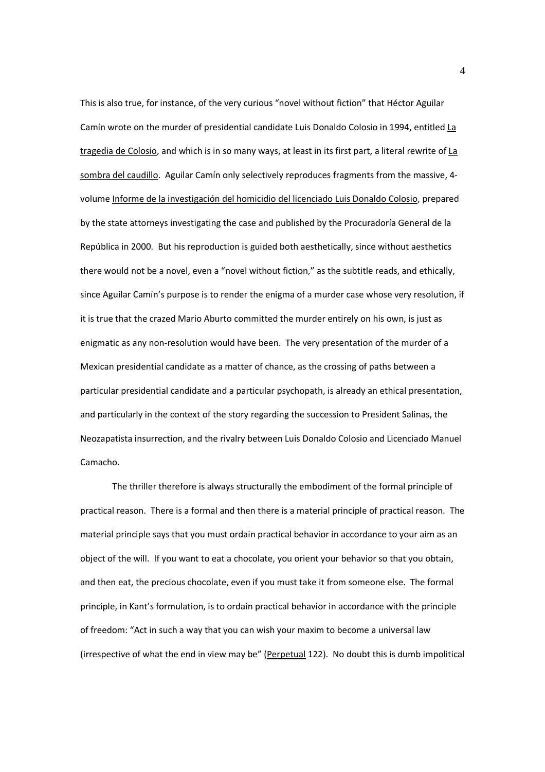This is also true, for instance, of the very curious "novel without fiction" that Héctor Aguilar Camín wrote on the murder of presidential candidate Luis Donaldo Colosio in 1994, entitled La tragedia de Colosio, and which is in so many ways, at least in its first part, a literal rewrite of La sombra del caudillo. Aguilar Camín only selectively reproduces fragments from the massive, 4-volume Informe de la investigación del homicidio del licenciado Luis Donaldo Colosio, prepared by the state attorneys investigating the case and published by the Procuradoría General de la República in 2000. But his reproduction is guided both aesthetically, since without aesthetics there would not be a novel, even a "novel without fiction," as the subtitle reads, and ethically, since Aguilar Camín's purpose is to render the enigma of a murder case whose very resolution, if it is true that the crazed Mario Aburto committed the murder entirely on his own, is just as enigmatic as any non-resolution would have been. The very presentation of the murder of a Mexican presidential candidate as a matter of chance, as the crossing of paths between a particular presidential candidate and a particular psychopath, is already an ethical presentation, and particularly in the context of the story regarding the succession to President Salinas, the Neozapatista insurrection, and the rivalry between Luis Donaldo Colosio and Licenciado Manuel Camacho.

The thriller therefore is always structurally the embodiment of the formal principle of practical reason. There is a formal and then there is a material principle of practical reason. The material principle says that you must ordain practical behavior in accordance to your aim as an object of the will. If you want to eat a chocolate, you orient your behavior so that you obtain, and then eat, the precious chocolate, even if you must take it from someone else. The formal principle, in Kant's formulation, is to ordain practical behavior in accordance with the principle of freedom: "Act in such a way that you can wish your maxim to become a universal law (irrespective of what the end in view may be" (Perpetual 122). No doubt this is dumb impolitical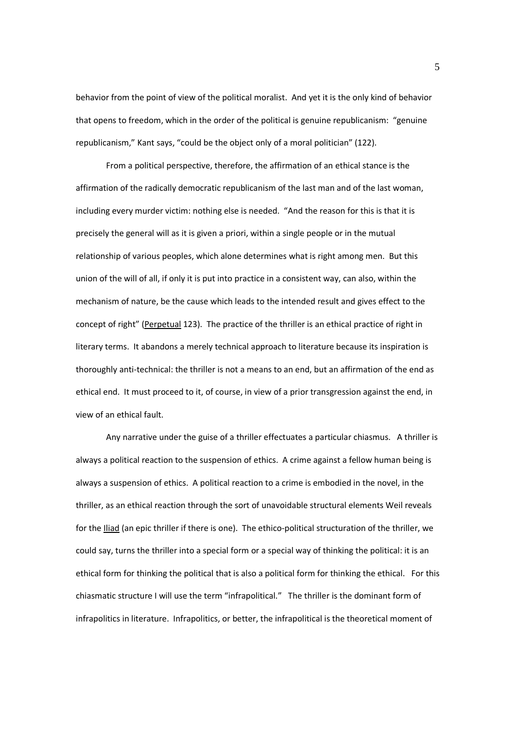behavior from the point of view of the political moralist. And yet it is the only kind of behavior that opens to freedom, which in the order of the political is genuine republicanism: "genuine republicanism," Kant says, "could be the object only of a moral politician" (122).

From a political perspective, therefore, the affirmation of an ethical stance is the affirmation of the radically democratic republicanism of the last man and of the last woman, including every murder victim: nothing else is needed. "And the reason for this is that it is precisely the general will as it is given a priori, within a single people or in the mutual relationship of various peoples, which alone determines what is right among men. But this union of the will of all, if only it is put into practice in a consistent way, can also, within the mechanism of nature, be the cause which leads to the intended result and gives effect to the concept of right" (<u>Perpetual</u> 123). The practice of the thriller is an ethical practice of right in literary terms. It abandons a merely technical approach to literature because its inspiration is thoroughly anti-technical: the thriller is not a means to an end, but an affirmation of the end as ethical end. It must proceed to it, of course, in view of a prior transgression against the end, in view of an ethical fault.

Any narrative under the guise of a thriller effectuates a particular chiasmus. A thriller is always a political reaction to the suspension of ethics. A crime against a fellow human being is always a suspension of ethics. A political reaction to a crime is embodied in the novel, in the thriller, as an ethical reaction through the sort of unavoidable structural elements Weil reveals for the <u>Iliad</u> (an epic thriller if there is one). The ethico-political structuration of the thriller, we could say, turns the thriller into a special form or a special way of thinking the political: it is an ethical form for thinking the political that is also a political form for thinking the ethical. For this chiasmatic structure I will use the term "infrapolitical." The thriller is the dominant form of infrapolitics in literature. Infrapolitics, or better, the infrapolitical is the theoretical moment of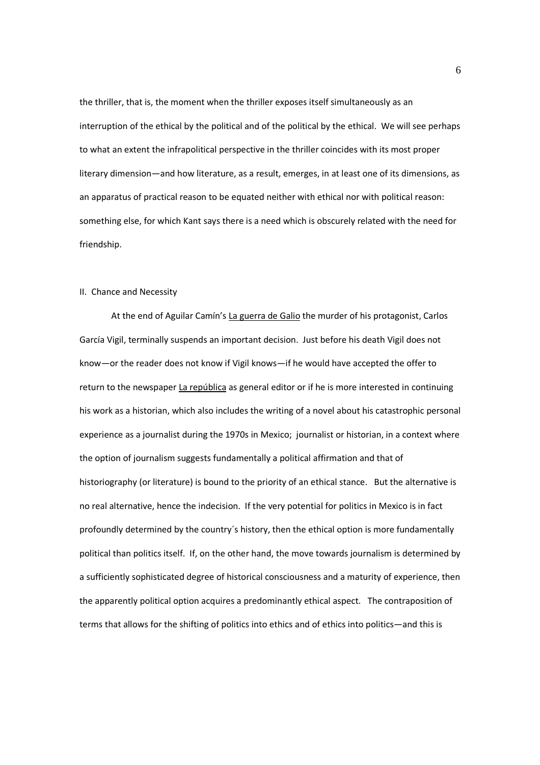the thriller, that is, the moment when the thriller exposes itself simultaneously as an interruption of the ethical by the political and of the political by the ethical. We will see perhaps to what an extent the infrapolitical perspective in the thriller coincides with its most proper literary dimension—and how literature, as a result, emerges, in at least one of its dimensions, as an apparatus of practical reason to be equated neither with ethical nor with political reason: something else, for which Kant says there is a need which is obscurely related with the need for friendship.

## II. Chance and Necessity

At the end of Aguilar Camín's La guerra de Galio the murder of his protagonist, Carlos García Vigil, terminally suspends an important decision. Just before his death Vigil does not know—or the reader does not know if Vigil knows—if he would have accepted the offer to return to the newspaper La república as general editor or if he is more interested in continuing his work as a historian, which also includes the writing of a novel about his catastrophic personal experience as a journalist during the 1970s in Mexico; journalist or historian, in a context where the option of journalism suggests fundamentally a political affirmation and that of historiography (or literature) is bound to the priority of an ethical stance. But the alternative is no real alternative, hence the indecision. If the very potential for politics in Mexico is in fact profoundly determined by the country´s history, then the ethical option is more fundamentally political than politics itself. If, on the other hand, the move towards journalism is determined by a sufficiently sophisticated degree of historical consciousness and a maturity of experience, then the apparently political option acquires a predominantly ethical aspect. The contraposition of terms that allows for the shifting of politics into ethics and of ethics into politics—and this is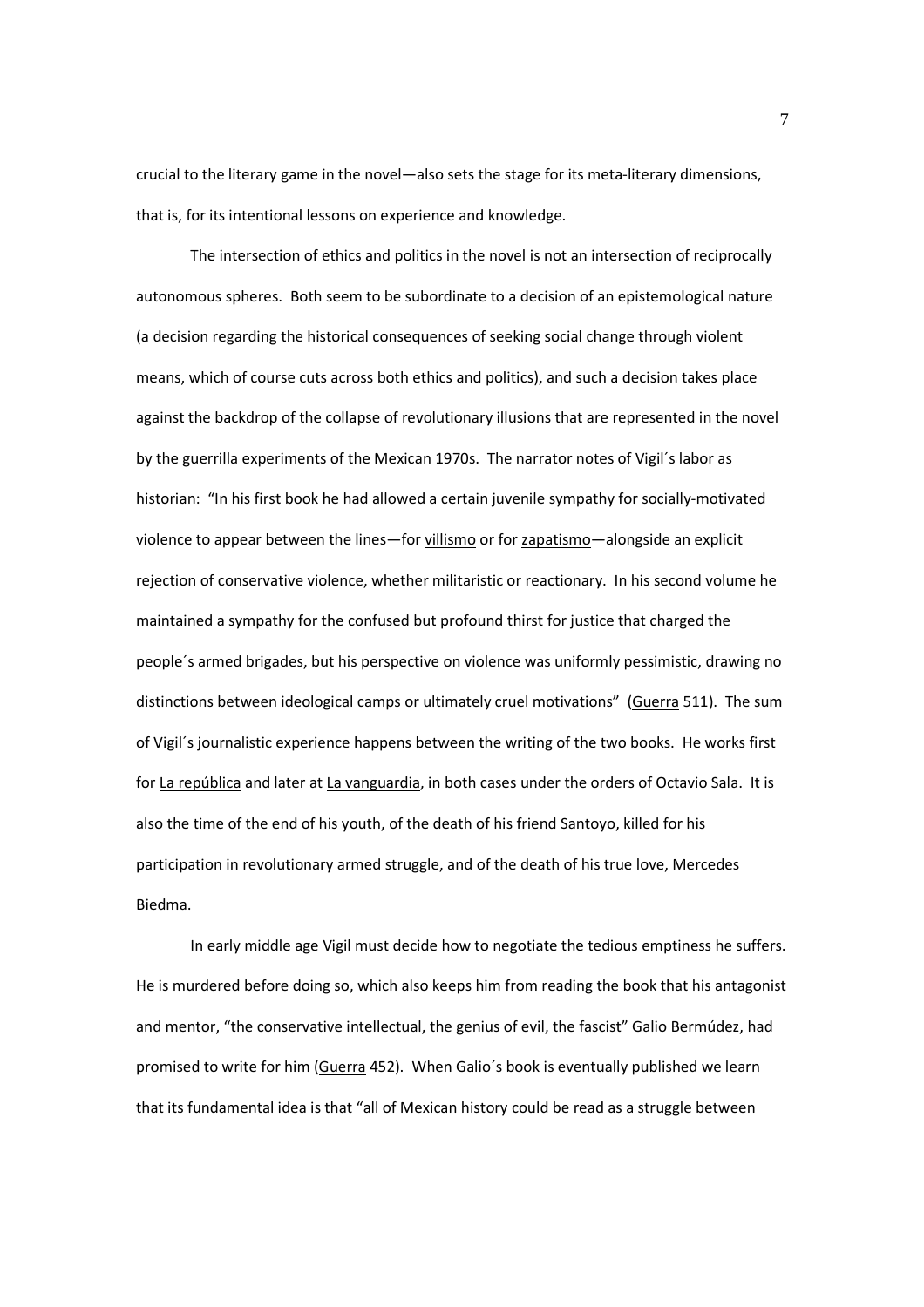crucial to the literary game in the novel—also sets the stage for its meta-literary dimensions, that is, for its intentional lessons on experience and knowledge.

The intersection of ethics and politics in the novel is not an intersection of reciprocally autonomous spheres. Both seem to be subordinate to a decision of an epistemological nature (a decision regarding the historical consequences of seeking social change through violent means, which of course cuts across both ethics and politics), and such a decision takes place against the backdrop of the collapse of revolutionary illusions that are represented in the novel by the guerrilla experiments of the Mexican 1970s. The narrator notes of Vigil´s labor as historian: "In his first book he had allowed a certain juvenile sympathy for socially-motivated violence to appear between the lines—for villismo or for zapatismo—alongside an explicit rejection of conservative violence, whether militaristic or reactionary. In his second volume he maintained a sympathy for the confused but profound thirst for justice that charged the people´s armed brigades, but his perspective on violence was uniformly pessimistic, drawing no distinctions between ideological camps or ultimately cruel motivations" (Guerra 511). The sum of Vigil´s journalistic experience happens between the writing of the two books. He works first for La república and later at La vanguardia, in both cases under the orders of Octavio Sala. It is also the time of the end of his youth, of the death of his friend Santoyo, killed for his participation in revolutionary armed struggle, and of the death of his true love, Mercedes Biedma.

In early middle age Vigil must decide how to negotiate the tedious emptiness he suffers. He is murdered before doing so, which also keeps him from reading the book that his antagonist and mentor, "the conservative intellectual, the genius of evil, the fascist" Galio Bermúdez, had promised to write for him (Guerra 452). When Galio´s book is eventually published we learn that its fundamental idea is that "all of Mexican history could be read as a struggle between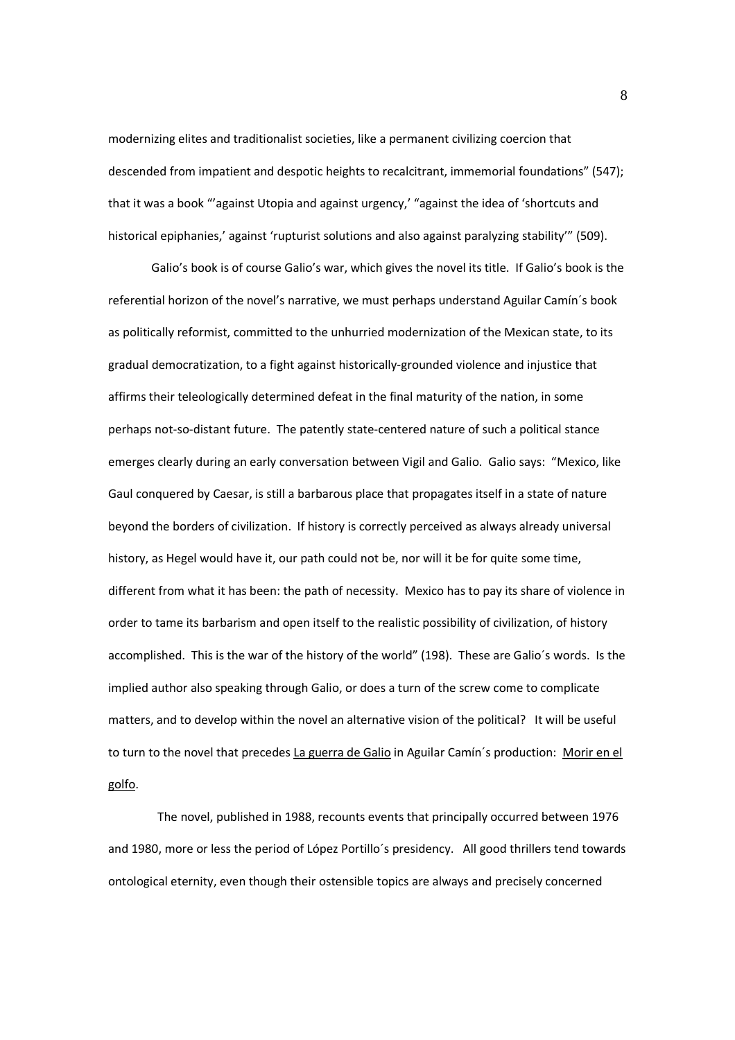modernizing elites and traditionalist societies, like a permanent civilizing coercion that descended from impatient and despotic heights to recalcitrant, immemorial foundations" (547); that it was a book "'against Utopia and against urgency,' "against the idea of 'shortcuts and historical epiphanies,' against 'rupturist solutions and also against paralyzing stability'" (509).

Galio's book is of course Galio's war, which gives the novel its title. If Galio's book is the referential horizon of the novel's narrative, we must perhaps understand Aguilar Camín´s book as politically reformist, committed to the unhurried modernization of the Mexican state, to its gradual democratization, to a fight against historically-grounded violence and injustice that affirms their teleologically determined defeat in the final maturity of the nation, in some perhaps not-so-distant future. The patently state-centered nature of such a political stance emerges clearly during an early conversation between Vigil and Galio. Galio says: "Mexico, like Gaul conquered by Caesar, is still a barbarous place that propagates itself in a state of nature beyond the borders of civilization. If history is correctly perceived as always already universal history, as Hegel would have it, our path could not be, nor will it be for quite some time, different from what it has been: the path of necessity. Mexico has to pay its share of violence in order to tame its barbarism and open itself to the realistic possibility of civilization, of history accomplished. This is the war of the history of the world" (198). These are Galio´s words. Is the implied author also speaking through Galio, or does a turn of the screw come to complicate matters, and to develop within the novel an alternative vision of the political? It will be useful to turn to the novel that precedes La guerra de Galio in Aguilar Camín´s production: Morir en el golfo.

The novel, published in 1988, recounts events that principally occurred between 1976 and 1980, more or less the period of López Portillo´s presidency. All good thrillers tend towards ontological eternity, even though their ostensible topics are always and precisely concerned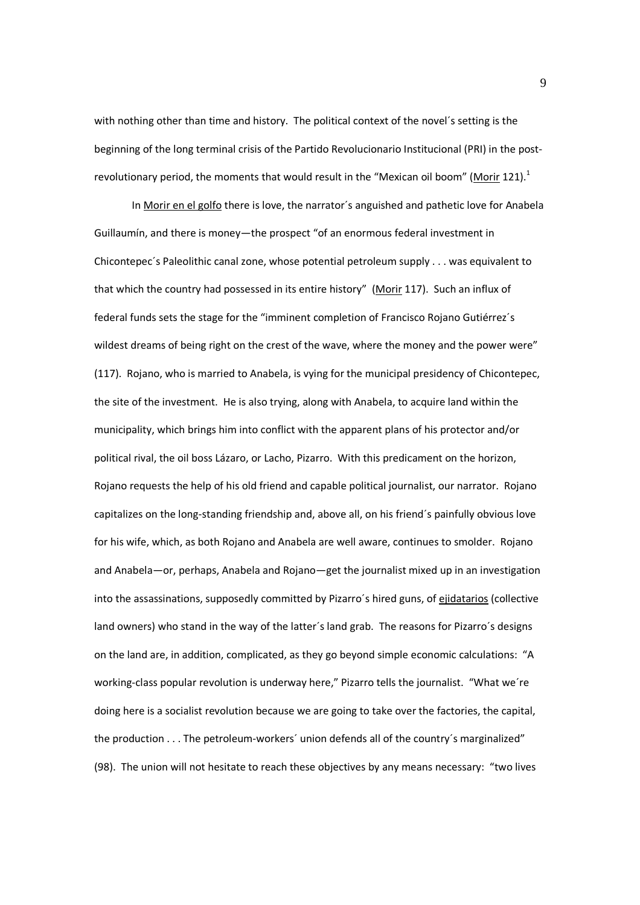with nothing other than time and history. The political context of the novel´s setting is the beginning of the long terminal crisis of the Partido Revolucionario Institucional (PRI) in the post-revolutionary period, the moments that would result in the "Mexican oil boom" (Morir 121).[1]

In Morir en el golfo there is love, the narrator´s anguished and pathetic love for Anabela Guillaumín, and there is money—the prospect "of an enormous federal investment in Chicontepec´s Paleolithic canal zone, whose potential petroleum supply . . . was equivalent to that which the country had possessed in its entire history" (Morir 117). Such an influx of federal funds sets the stage for the "imminent completion of Francisco Rojano Gutiérrez´s wildest dreams of being right on the crest of the wave, where the money and the power were" (117). Rojano, who is married to Anabela, is vying for the municipal presidency of Chicontepec, the site of the investment. He is also trying, along with Anabela, to acquire land within the municipality, which brings him into conflict with the apparent plans of his protector and/or political rival, the oil boss Lázaro, or Lacho, Pizarro. With this predicament on the horizon, Rojano requests the help of his old friend and capable political journalist, our narrator. Rojano capitalizes on the long-standing friendship and, above all, on his friend´s painfully obvious love for his wife, which, as both Rojano and Anabela are well aware, continues to smolder. Rojano and Anabela—or, perhaps, Anabela and Rojano—get the journalist mixed up in an investigation into the assassinations, supposedly committed by Pizarro´s hired guns, of ejidatarios (collective land owners) who stand in the way of the latter´s land grab. The reasons for Pizarro´s designs on the land are, in addition, complicated, as they go beyond simple economic calculations: "A working-class popular revolution is underway here," Pizarro tells the journalist. "What we´re doing here is a socialist revolution because we are going to take over the factories, the capital, the production . . . The petroleum-workers´ union defends all of the country´s marginalized" (98). The union will not hesitate to reach these objectives by any means necessary: "two lives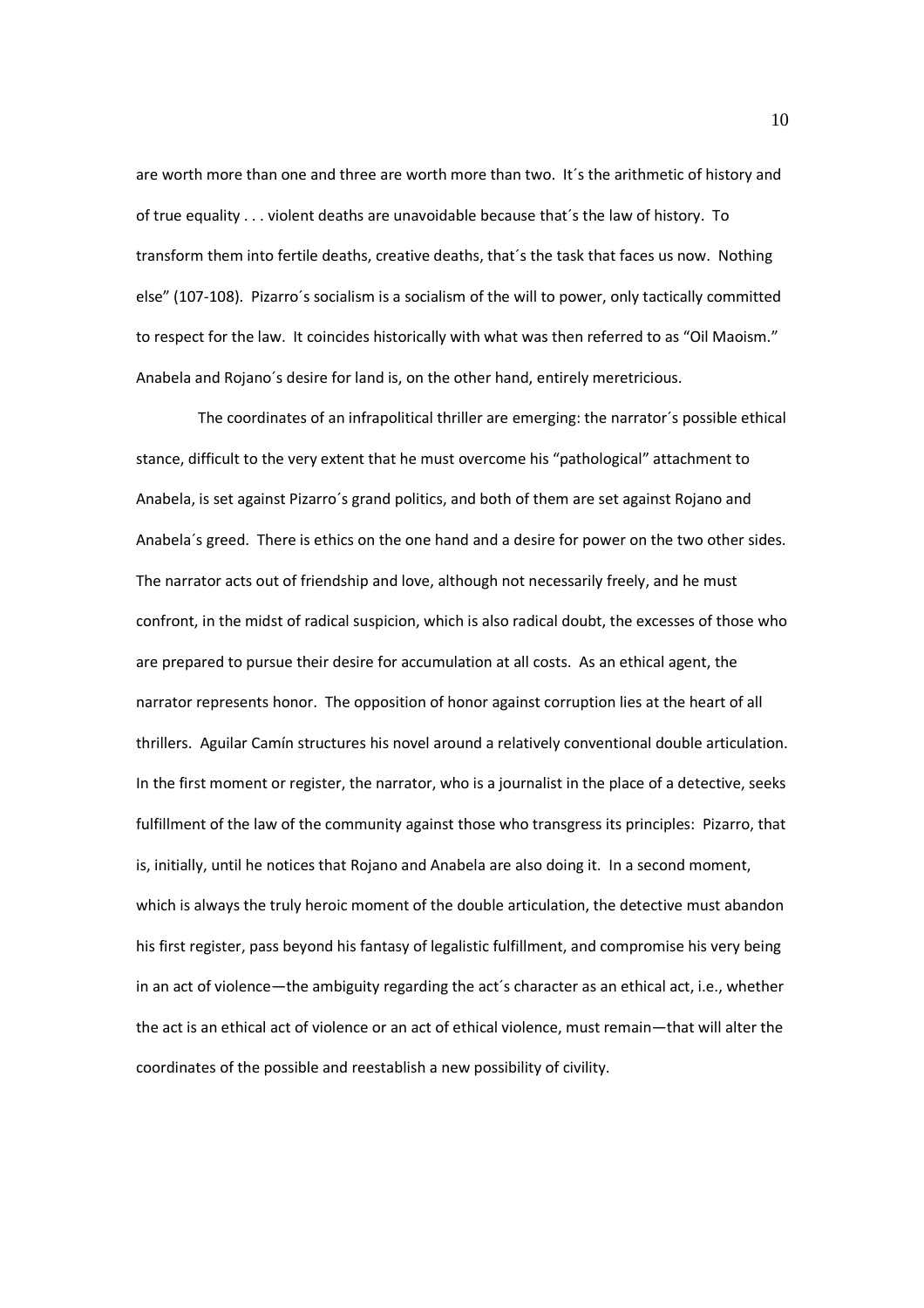are worth more than one and three are worth more than two. It´s the arithmetic of history and of true equality . . . violent deaths are unavoidable because that´s the law of history. To transform them into fertile deaths, creative deaths, that´s the task that faces us now. Nothing else" (107-108). Pizarro´s socialism is a socialism of the will to power, only tactically committed to respect for the law. It coincides historically with what was then referred to as "Oil Maoism." Anabela and Rojano´s desire for land is, on the other hand, entirely meretricious.

The coordinates of an infrapolitical thriller are emerging: the narrator´s possible ethical stance, difficult to the very extent that he must overcome his "pathological" attachment to Anabela, is set against Pizarro´s grand politics, and both of them are set against Rojano and Anabela´s greed. There is ethics on the one hand and a desire for power on the two other sides. The narrator acts out of friendship and love, although not necessarily freely, and he must confront, in the midst of radical suspicion, which is also radical doubt, the excesses of those who are prepared to pursue their desire for accumulation at all costs. As an ethical agent, the narrator represents honor. The opposition of honor against corruption lies at the heart of all thrillers. Aguilar Camín structures his novel around a relatively conventional double articulation. In the first moment or register, the narrator, who is a journalist in the place of a detective, seeks fulfillment of the law of the community against those who transgress its principles: Pizarro, that is, initially, until he notices that Rojano and Anabela are also doing it. In a second moment, which is always the truly heroic moment of the double articulation, the detective must abandon his first register, pass beyond his fantasy of legalistic fulfillment, and compromise his very being in an act of violence—the ambiguity regarding the act´s character as an ethical act, i.e., whether the act is an ethical act of violence or an act of ethical violence, must remain—that will alter the coordinates of the possible and reestablish a new possibility of civility.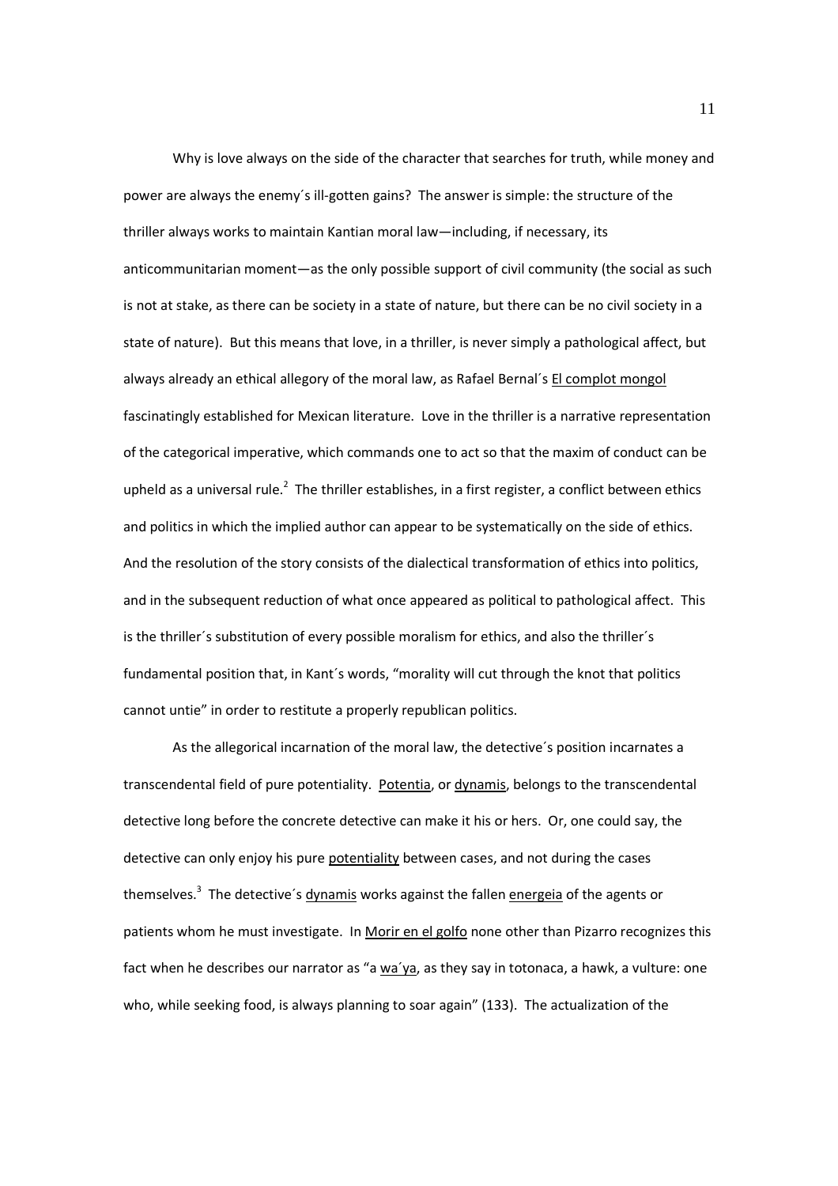Why is love always on the side of the character that searches for truth, while money and power are always the enemy´s ill-gotten gains? The answer is simple: the structure of the thriller always works to maintain Kantian moral law—including, if necessary, its anticommunitarian moment—as the only possible support of civil community (the social as such is not at stake, as there can be society in a state of nature, but there can be no civil society in a state of nature). But this means that love, in a thriller, is never simply a pathological affect, but always already an ethical allegory of the moral law, as Rafael Bernal´s El complot mongol fascinatingly established for Mexican literature. Love in the thriller is a narrative representation of the categorical imperative, which commands one to act so that the maxim of conduct can be upheld as a universal rule.[2] The thriller establishes, in a first register, a conflict between ethics and politics in which the implied author can appear to be systematically on the side of ethics. And the resolution of the story consists of the dialectical transformation of ethics into politics, and in the subsequent reduction of what once appeared as political to pathological affect. This is the thriller´s substitution of every possible moralism for ethics, and also the thriller´s fundamental position that, in Kant´s words, "morality will cut through the knot that politics cannot untie" in order to restitute a properly republican politics.

As the allegorical incarnation of the moral law, the detective´s position incarnates a transcendental field of pure potentiality. Potentia, or dynamis, belongs to the transcendental detective long before the concrete detective can make it his or hers. Or, one could say, the detective can only enjoy his pure potentiality between cases, and not during the cases themselves.[3] The detective´s dynamis works against the fallen energeia of the agents or patients whom he must investigate. In Morir en el golfo none other than Pizarro recognizes this fact when he describes our narrator as "a wa´ya, as they say in totonaca, a hawk, a vulture: one who, while seeking food, is always planning to soar again" (133). The actualization of the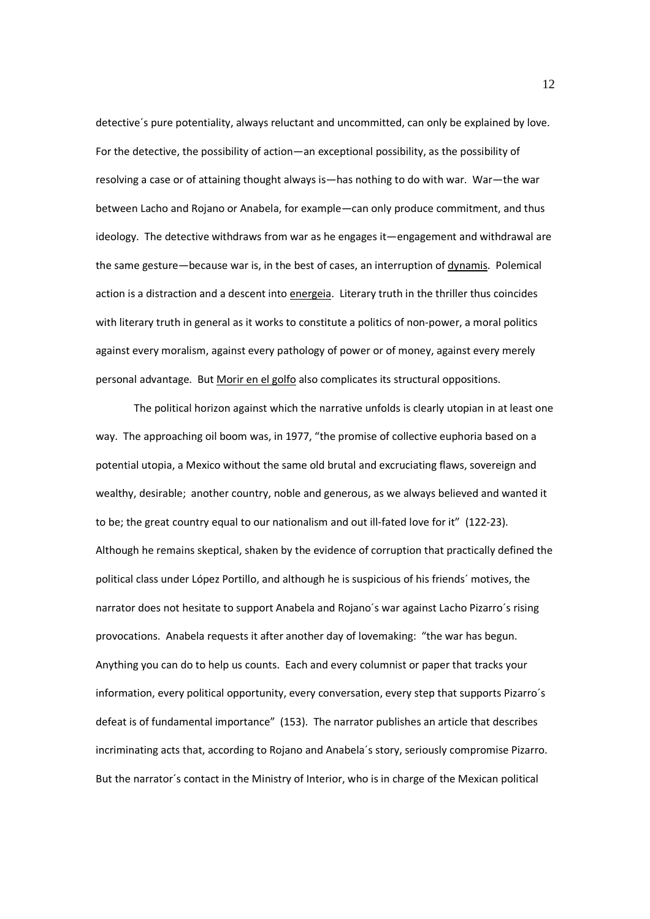detective´s pure potentiality, always reluctant and uncommitted, can only be explained by love. For the detective, the possibility of action—an exceptional possibility, as the possibility of resolving a case or of attaining thought always is—has nothing to do with war. War—the war between Lacho and Rojano or Anabela, for example—can only produce commitment, and thus ideology. The detective withdraws from war as he engages it—engagement and withdrawal are the same gesture—because war is, in the best of cases, an interruption of _dynamis_. Polemical action is a distraction and a descent into _energeia_. Literary truth in the thriller thus coincides with literary truth in general as it works to constitute a politics of non-power, a moral politics against every moralism, against every pathology of power or of money, against every merely personal advantage. But _Morir en el golfo_ also complicates its structural oppositions.

The political horizon against which the narrative unfolds is clearly utopian in at least one way. The approaching oil boom was, in 1977, "the promise of collective euphoria based on a potential utopia, a Mexico without the same old brutal and excruciating flaws, sovereign and wealthy, desirable; another country, noble and generous, as we always believed and wanted it to be; the great country equal to our nationalism and out ill-fated love for it" (122-23). Although he remains skeptical, shaken by the evidence of corruption that practically defined the political class under López Portillo, and although he is suspicious of his friends´ motives, the narrator does not hesitate to support Anabela and Rojano´s war against Lacho Pizarro´s rising provocations. Anabela requests it after another day of lovemaking: "the war has begun. Anything you can do to help us counts. Each and every columnist or paper that tracks your information, every political opportunity, every conversation, every step that supports Pizarro´s defeat is of fundamental importance" (153). The narrator publishes an article that describes incriminating acts that, according to Rojano and Anabela´s story, seriously compromise Pizarro. But the narrator´s contact in the Ministry of Interior, who is in charge of the Mexican political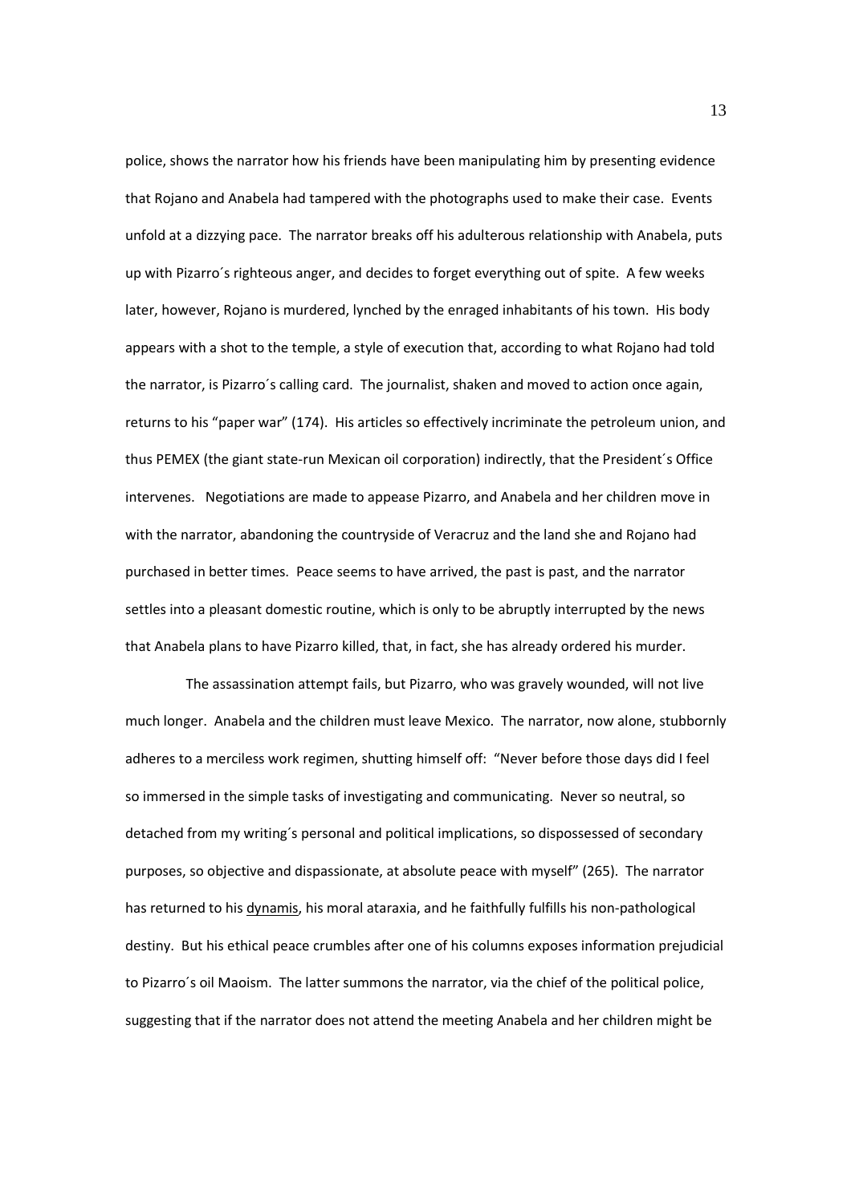police, shows the narrator how his friends have been manipulating him by presenting evidence that Rojano and Anabela had tampered with the photographs used to make their case. Events unfold at a dizzying pace. The narrator breaks off his adulterous relationship with Anabela, puts up with Pizarro´s righteous anger, and decides to forget everything out of spite. A few weeks later, however, Rojano is murdered, lynched by the enraged inhabitants of his town. His body appears with a shot to the temple, a style of execution that, according to what Rojano had told the narrator, is Pizarro´s calling card. The journalist, shaken and moved to action once again, returns to his "paper war" (174). His articles so effectively incriminate the petroleum union, and thus PEMEX (the giant state-run Mexican oil corporation) indirectly, that the President´s Office intervenes. Negotiations are made to appease Pizarro, and Anabela and her children move in with the narrator, abandoning the countryside of Veracruz and the land she and Rojano had purchased in better times. Peace seems to have arrived, the past is past, and the narrator settles into a pleasant domestic routine, which is only to be abruptly interrupted by the news that Anabela plans to have Pizarro killed, that, in fact, she has already ordered his murder.

The assassination attempt fails, but Pizarro, who was gravely wounded, will not live much longer. Anabela and the children must leave Mexico. The narrator, now alone, stubbornly adheres to a merciless work regimen, shutting himself off: "Never before those days did I feel so immersed in the simple tasks of investigating and communicating. Never so neutral, so detached from my writing´s personal and political implications, so dispossessed of secondary purposes, so objective and dispassionate, at absolute peace with myself" (265). The narrator has returned to his <u>dynamis</u>, his moral ataraxia, and he faithfully fulfills his non-pathological destiny. But his ethical peace crumbles after one of his columns exposes information prejudicial to Pizarro´s oil Maoism. The latter summons the narrator, via the chief of the political police, suggesting that if the narrator does not attend the meeting Anabela and her children might be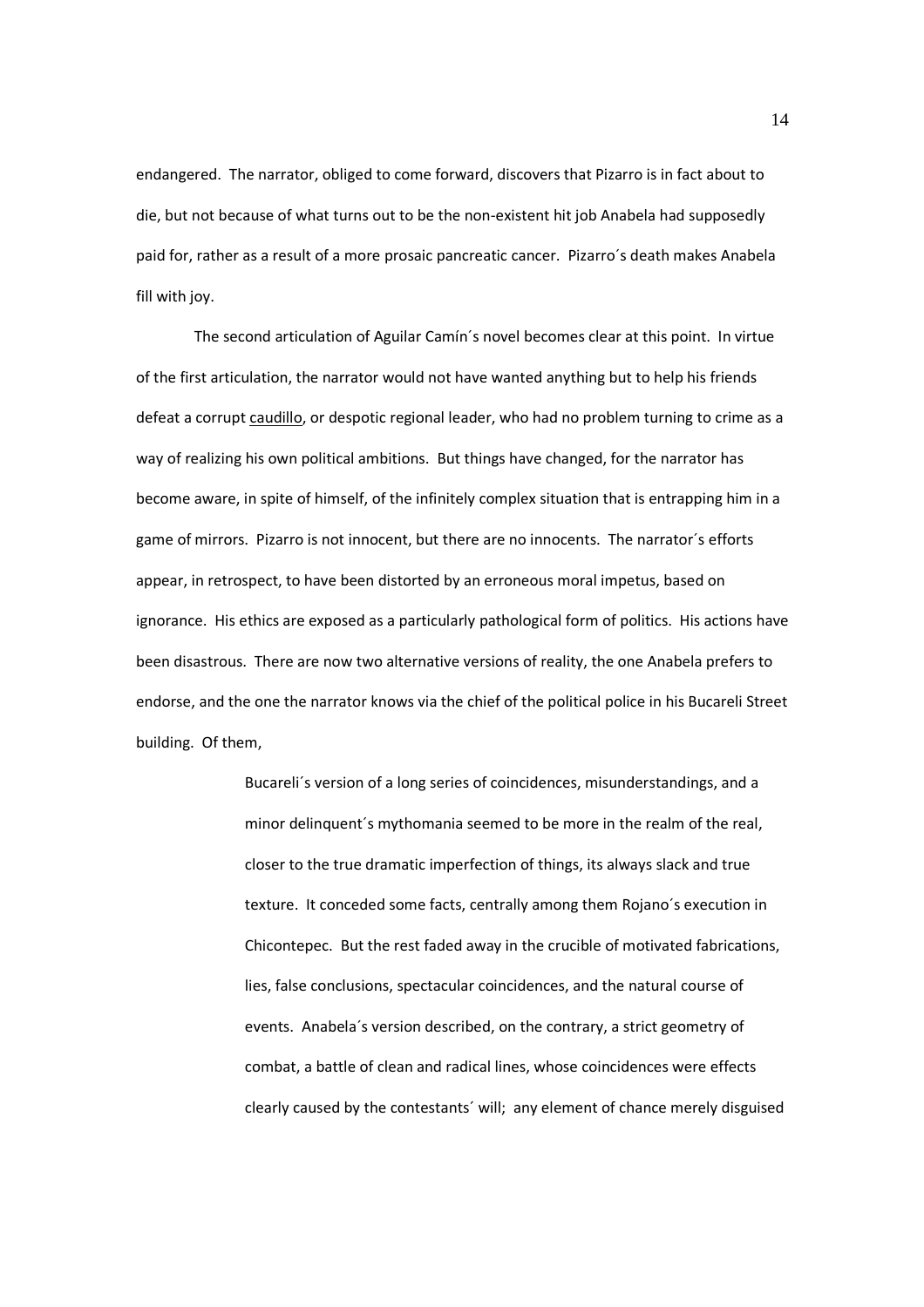endangered. The narrator, obliged to come forward, discovers that Pizarro is in fact about to die, but not because of what turns out to be the non-existent hit job Anabela had supposedly paid for, rather as a result of a more prosaic pancreatic cancer. Pizarro´s death makes Anabela fill with joy.

The second articulation of Aguilar Camín´s novel becomes clear at this point. In virtue of the first articulation, the narrator would not have wanted anything but to help his friends defeat a corrupt caudillo, or despotic regional leader, who had no problem turning to crime as a way of realizing his own political ambitions. But things have changed, for the narrator has become aware, in spite of himself, of the infinitely complex situation that is entrapping him in a game of mirrors. Pizarro is not innocent, but there are no innocents. The narrator´s efforts appear, in retrospect, to have been distorted by an erroneous moral impetus, based on ignorance. His ethics are exposed as a particularly pathological form of politics. His actions have been disastrous. There are now two alternative versions of reality, the one Anabela prefers to endorse, and the one the narrator knows via the chief of the political police in his Bucareli Street building. Of them,

> Bucareli´s version of a long series of coincidences, misunderstandings, and a minor delinquent´s mythomania seemed to be more in the realm of the real, closer to the true dramatic imperfection of things, its always slack and true texture. It conceded some facts, centrally among them Rojano´s execution in Chicontepec. But the rest faded away in the crucible of motivated fabrications, lies, false conclusions, spectacular coincidences, and the natural course of events. Anabela´s version described, on the contrary, a strict geometry of combat, a battle of clean and radical lines, whose coincidences were effects clearly caused by the contestants´ will; any element of chance merely disguised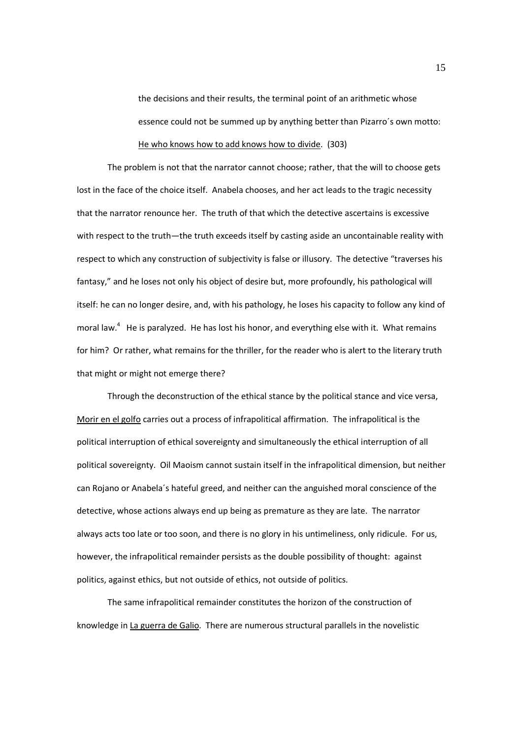> the decisions and their results, the terminal point of an arithmetic whose essence could not be summed up by anything better than Pizarro´s own motto: He who knows how to add knows how to divide. (303)

The problem is not that the narrator cannot choose; rather, that the will to choose gets lost in the face of the choice itself. Anabela chooses, and her act leads to the tragic necessity that the narrator renounce her. The truth of that which the detective ascertains is excessive with respect to the truth—the truth exceeds itself by casting aside an uncontainable reality with respect to which any construction of subjectivity is false or illusory. The detective "traverses his fantasy," and he loses not only his object of desire but, more profoundly, his pathological will itself: he can no longer desire, and, with his pathology, he loses his capacity to follow any kind of moral law.[4] He is paralyzed. He has lost his honor, and everything else with it. What remains for him? Or rather, what remains for the thriller, for the reader who is alert to the literary truth that might or might not emerge there?

Through the deconstruction of the ethical stance by the political stance and vice versa, Morir en el golfo carries out a process of infrapolitical affirmation. The infrapolitical is the political interruption of ethical sovereignty and simultaneously the ethical interruption of all political sovereignty. Oil Maoism cannot sustain itself in the infrapolitical dimension, but neither can Rojano or Anabela´s hateful greed, and neither can the anguished moral conscience of the detective, whose actions always end up being as premature as they are late. The narrator always acts too late or too soon, and there is no glory in his untimeliness, only ridicule. For us, however, the infrapolitical remainder persists as the double possibility of thought: against politics, against ethics, but not outside of ethics, not outside of politics.

The same infrapolitical remainder constitutes the horizon of the construction of knowledge in La guerra de Galio. There are numerous structural parallels in the novelistic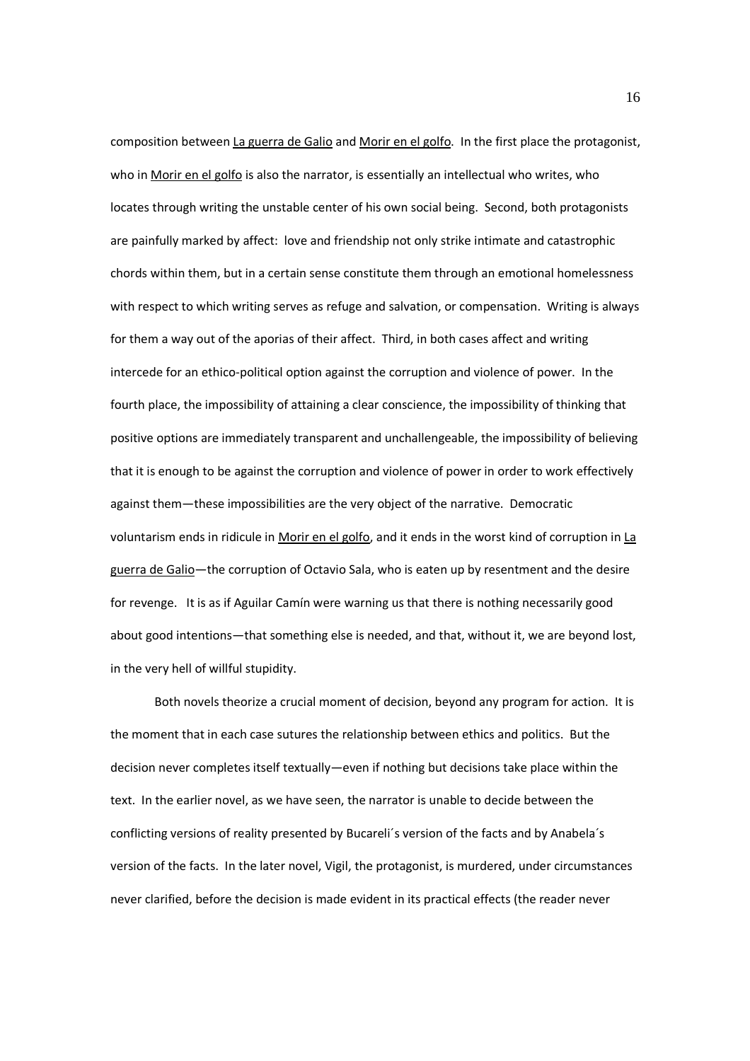composition between La guerra de Galio and Morir en el golfo. In the first place the protagonist, who in Morir en el golfo is also the narrator, is essentially an intellectual who writes, who locates through writing the unstable center of his own social being. Second, both protagonists are painfully marked by affect: love and friendship not only strike intimate and catastrophic chords within them, but in a certain sense constitute them through an emotional homelessness with respect to which writing serves as refuge and salvation, or compensation. Writing is always for them a way out of the aporias of their affect. Third, in both cases affect and writing intercede for an ethico-political option against the corruption and violence of power. In the fourth place, the impossibility of attaining a clear conscience, the impossibility of thinking that positive options are immediately transparent and unchallengeable, the impossibility of believing that it is enough to be against the corruption and violence of power in order to work effectively against them—these impossibilities are the very object of the narrative. Democratic voluntarism ends in ridicule in Morir en el golfo, and it ends in the worst kind of corruption in La guerra de Galio—the corruption of Octavio Sala, who is eaten up by resentment and the desire for revenge. It is as if Aguilar Camín were warning us that there is nothing necessarily good about good intentions—that something else is needed, and that, without it, we are beyond lost, in the very hell of willful stupidity.

Both novels theorize a crucial moment of decision, beyond any program for action. It is the moment that in each case sutures the relationship between ethics and politics. But the decision never completes itself textually—even if nothing but decisions take place within the text. In the earlier novel, as we have seen, the narrator is unable to decide between the conflicting versions of reality presented by Bucareli´s version of the facts and by Anabela´s version of the facts. In the later novel, Vigil, the protagonist, is murdered, under circumstances never clarified, before the decision is made evident in its practical effects (the reader never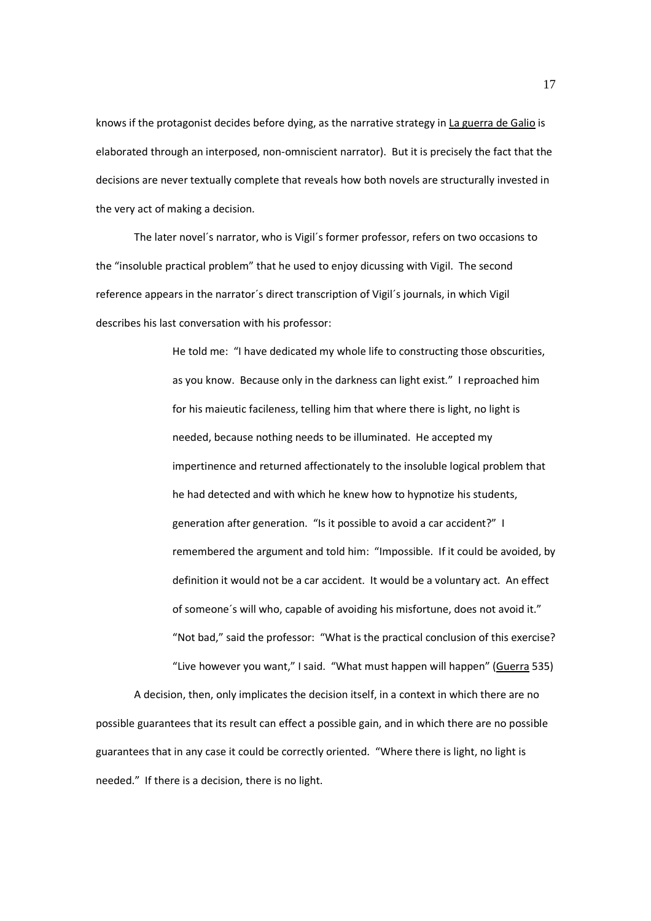knows if the protagonist decides before dying, as the narrative strategy in La guerra de Galio is elaborated through an interposed, non-omniscient narrator). But it is precisely the fact that the decisions are never textually complete that reveals how both novels are structurally invested in the very act of making a decision.

The later novel´s narrator, who is Vigil´s former professor, refers on two occasions to the "insoluble practical problem" that he used to enjoy dicussing with Vigil. The second reference appears in the narrator´s direct transcription of Vigil´s journals, in which Vigil describes his last conversation with his professor:

> He told me: "I have dedicated my whole life to constructing those obscurities, as you know. Because only in the darkness can light exist." I reproached him for his maieutic facileness, telling him that where there is light, no light is needed, because nothing needs to be illuminated. He accepted my impertinence and returned affectionately to the insoluble logical problem that he had detected and with which he knew how to hypnotize his students, generation after generation. "Is it possible to avoid a car accident?" I remembered the argument and told him: "Impossible. If it could be avoided, by definition it would not be a car accident. It would be a voluntary act. An effect of someone´s will who, capable of avoiding his misfortune, does not avoid it." "Not bad," said the professor: "What is the practical conclusion of this exercise? "Live however you want," I said. "What must happen will happen" (Guerra 535)

A decision, then, only implicates the decision itself, in a context in which there are no possible guarantees that its result can effect a possible gain, and in which there are no possible guarantees that in any case it could be correctly oriented. "Where there is light, no light is needed." If there is a decision, there is no light.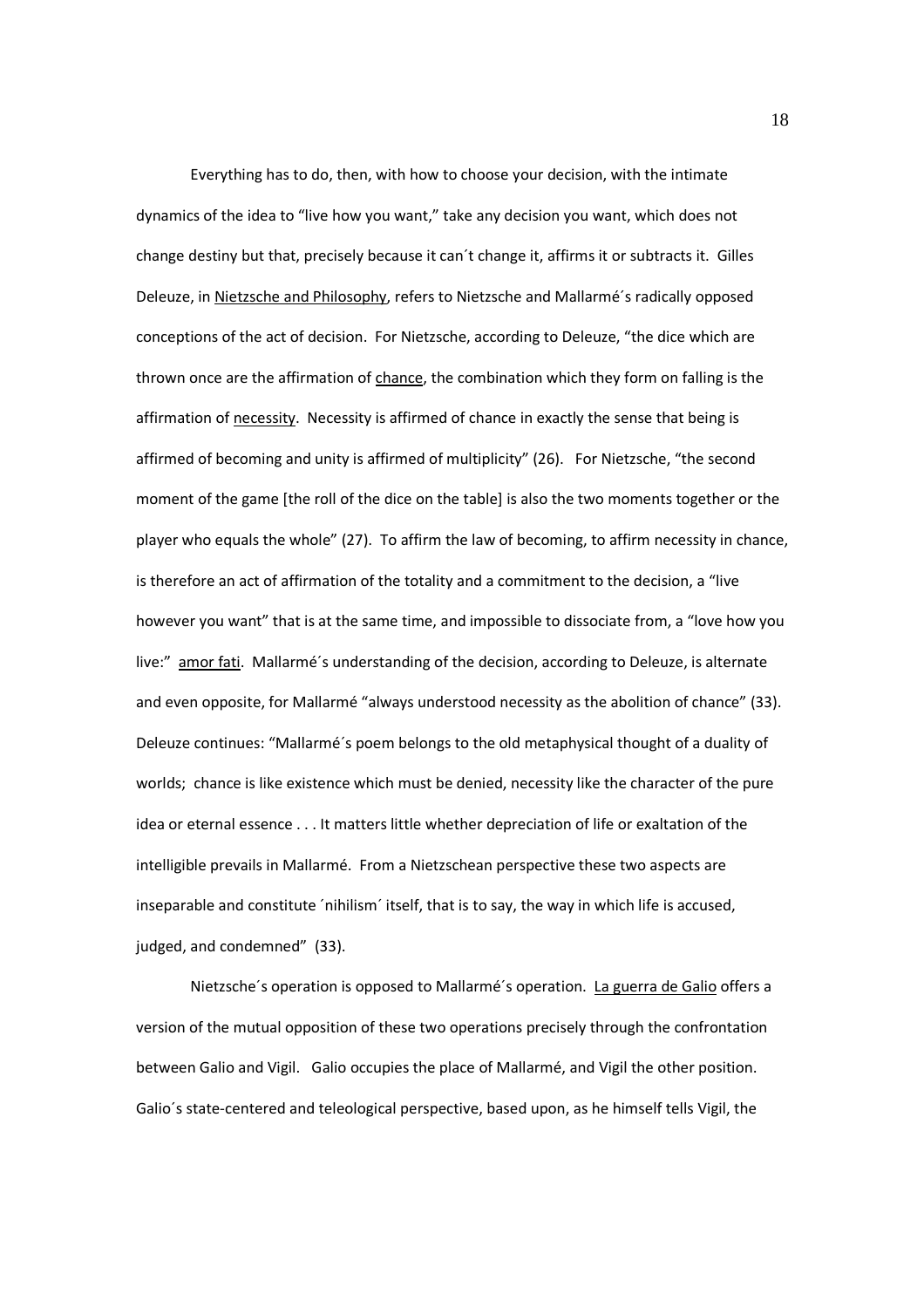Everything has to do, then, with how to choose your decision, with the intimate dynamics of the idea to "live how you want," take any decision you want, which does not change destiny but that, precisely because it can´t change it, affirms it or subtracts it. Gilles Deleuze, in Nietzsche and Philosophy, refers to Nietzsche and Mallarmé´s radically opposed conceptions of the act of decision. For Nietzsche, according to Deleuze, "the dice which are thrown once are the affirmation of chance, the combination which they form on falling is the affirmation of necessity. Necessity is affirmed of chance in exactly the sense that being is affirmed of becoming and unity is affirmed of multiplicity" (26). For Nietzsche, "the second moment of the game [the roll of the dice on the table] is also the two moments together or the player who equals the whole" (27). To affirm the law of becoming, to affirm necessity in chance, is therefore an act of affirmation of the totality and a commitment to the decision, a "live however you want" that is at the same time, and impossible to dissociate from, a "love how you live:" amor fati. Mallarmé´s understanding of the decision, according to Deleuze, is alternate and even opposite, for Mallarmé "always understood necessity as the abolition of chance" (33). Deleuze continues: "Mallarmé´s poem belongs to the old metaphysical thought of a duality of worlds; chance is like existence which must be denied, necessity like the character of the pure idea or eternal essence . . . It matters little whether depreciation of life or exaltation of the intelligible prevails in Mallarmé. From a Nietzschean perspective these two aspects are inseparable and constitute ´nihilism´ itself, that is to say, the way in which life is accused, judged, and condemned" (33).

Nietzsche´s operation is opposed to Mallarmé´s operation. La guerra de Galio offers a version of the mutual opposition of these two operations precisely through the confrontation between Galio and Vigil. Galio occupies the place of Mallarmé, and Vigil the other position. Galio´s state-centered and teleological perspective, based upon, as he himself tells Vigil, the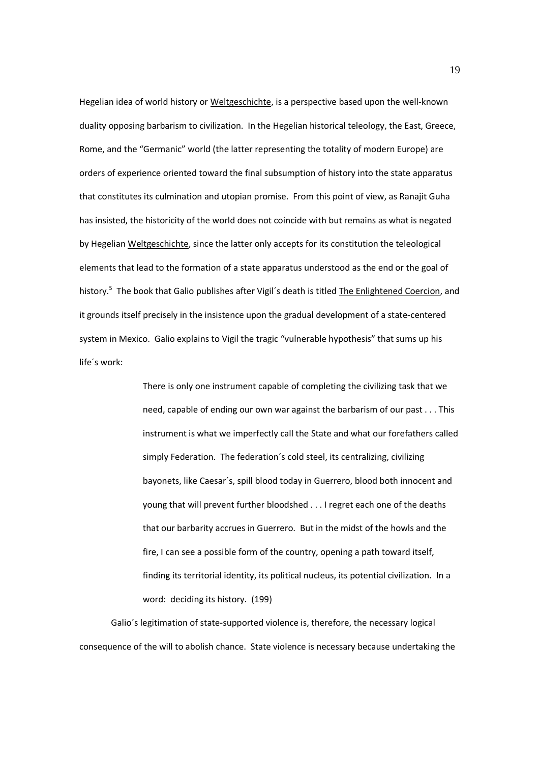Hegelian idea of world history or Weltgeschichte, is a perspective based upon the well-known duality opposing barbarism to civilization. In the Hegelian historical teleology, the East, Greece, Rome, and the "Germanic" world (the latter representing the totality of modern Europe) are orders of experience oriented toward the final subsumption of history into the state apparatus that constitutes its culmination and utopian promise. From this point of view, as Ranajit Guha has insisted, the historicity of the world does not coincide with but remains as what is negated by Hegelian Weltgeschichte, since the latter only accepts for its constitution the teleological elements that lead to the formation of a state apparatus understood as the end or the goal of history.[5] The book that Galio publishes after Vigil´s death is titled The Enlightened Coercion, and it grounds itself precisely in the insistence upon the gradual development of a state-centered system in Mexico. Galio explains to Vigil the tragic "vulnerable hypothesis" that sums up his life´s work:

> There is only one instrument capable of completing the civilizing task that we need, capable of ending our own war against the barbarism of our past . . . This instrument is what we imperfectly call the State and what our forefathers called simply Federation. The federation´s cold steel, its centralizing, civilizing bayonets, like Caesar´s, spill blood today in Guerrero, blood both innocent and young that will prevent further bloodshed . . . I regret each one of the deaths that our barbarity accrues in Guerrero. But in the midst of the howls and the fire, I can see a possible form of the country, opening a path toward itself, finding its territorial identity, its political nucleus, its potential civilization. In a word: deciding its history. (199)

Galio´s legitimation of state-supported violence is, therefore, the necessary logical consequence of the will to abolish chance. State violence is necessary because undertaking the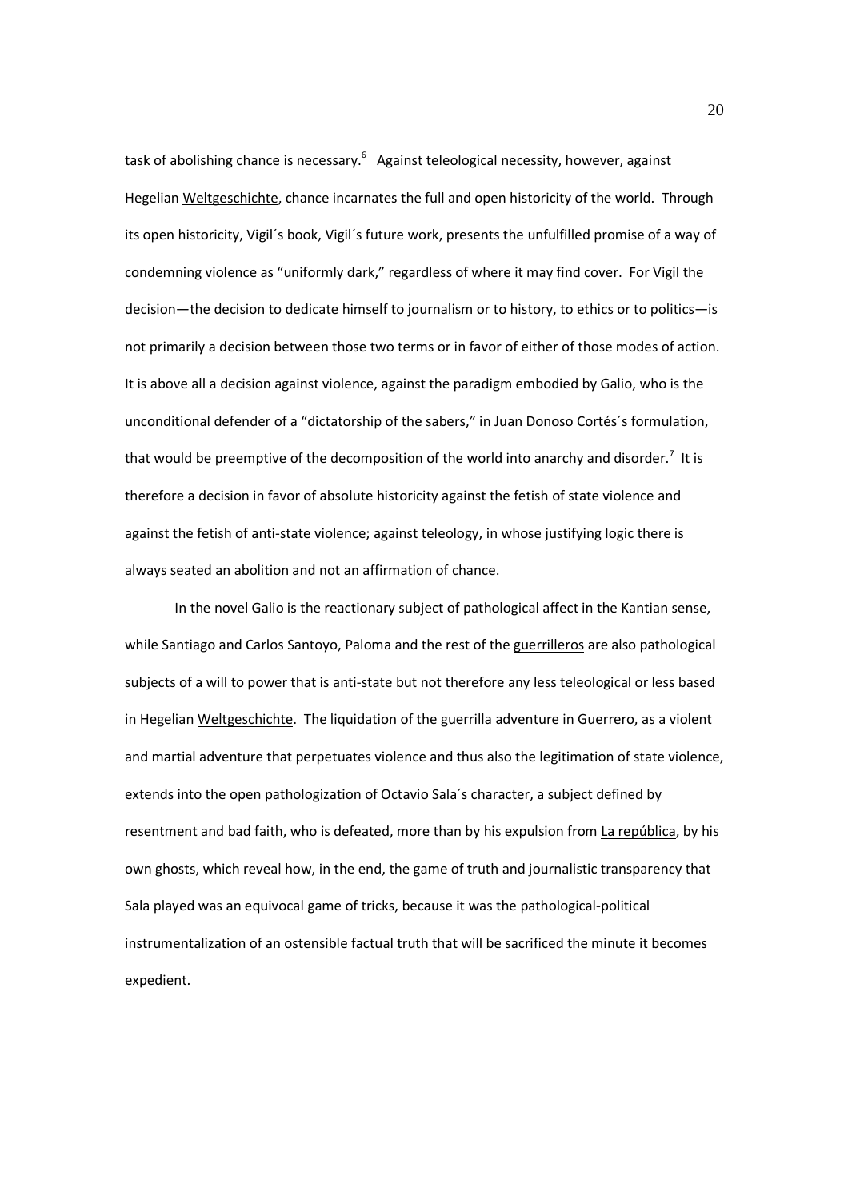task of abolishing chance is necessary.[6] Against teleological necessity, however, against Hegelian Weltgeschichte, chance incarnates the full and open historicity of the world. Through its open historicity, Vigil´s book, Vigil´s future work, presents the unfulfilled promise of a way of condemning violence as "uniformly dark," regardless of where it may find cover. For Vigil the decision—the decision to dedicate himself to journalism or to history, to ethics or to politics—is not primarily a decision between those two terms or in favor of either of those modes of action. It is above all a decision against violence, against the paradigm embodied by Galio, who is the unconditional defender of a "dictatorship of the sabers," in Juan Donoso Cortés´s formulation, that would be preemptive of the decomposition of the world into anarchy and disorder.[7] It is therefore a decision in favor of absolute historicity against the fetish of state violence and against the fetish of anti-state violence; against teleology, in whose justifying logic there is always seated an abolition and not an affirmation of chance.

In the novel Galio is the reactionary subject of pathological affect in the Kantian sense, while Santiago and Carlos Santoyo, Paloma and the rest of the guerrilleros are also pathological subjects of a will to power that is anti-state but not therefore any less teleological or less based in Hegelian Weltgeschichte. The liquidation of the guerrilla adventure in Guerrero, as a violent and martial adventure that perpetuates violence and thus also the legitimation of state violence, extends into the open pathologization of Octavio Sala´s character, a subject defined by resentment and bad faith, who is defeated, more than by his expulsion from La república, by his own ghosts, which reveal how, in the end, the game of truth and journalistic transparency that Sala played was an equivocal game of tricks, because it was the pathological-political instrumentalization of an ostensible factual truth that will be sacrificed the minute it becomes expedient.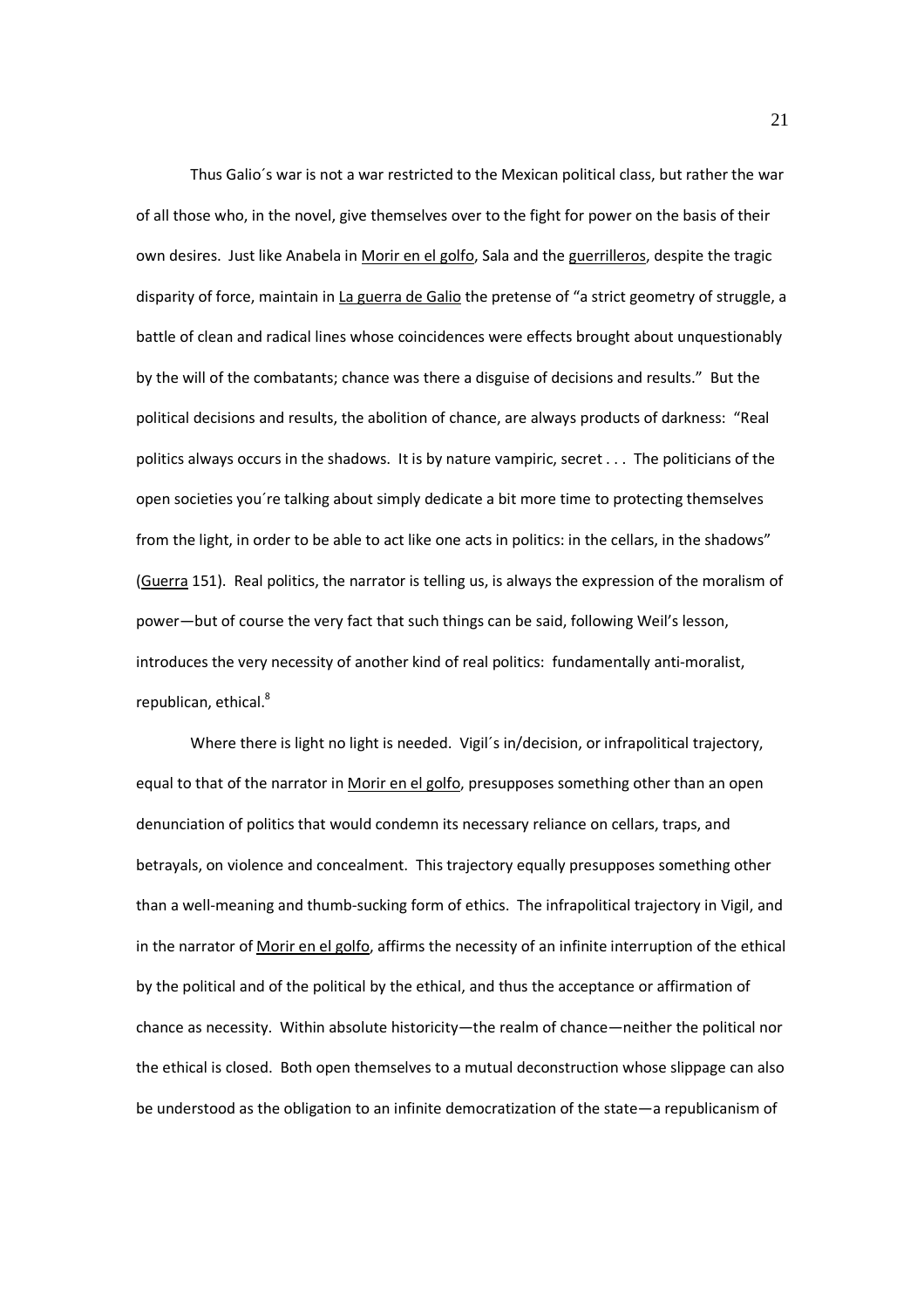Thus Galio´s war is not a war restricted to the Mexican political class, but rather the war of all those who, in the novel, give themselves over to the fight for power on the basis of their own desires. Just like Anabela in Morir en el golfo, Sala and the guerrilleros, despite the tragic disparity of force, maintain in La guerra de Galio the pretense of "a strict geometry of struggle, a battle of clean and radical lines whose coincidences were effects brought about unquestionably by the will of the combatants; chance was there a disguise of decisions and results." But the political decisions and results, the abolition of chance, are always products of darkness: "Real politics always occurs in the shadows. It is by nature vampiric, secret . . . The politicians of the open societies you´re talking about simply dedicate a bit more time to protecting themselves from the light, in order to be able to act like one acts in politics: in the cellars, in the shadows" (Guerra 151). Real politics, the narrator is telling us, is always the expression of the moralism of power—but of course the very fact that such things can be said, following Weil's lesson, introduces the very necessity of another kind of real politics: fundamentally anti-moralist, republican, ethical.[8]

Where there is light no light is needed. Vigil´s in/decision, or infrapolitical trajectory, equal to that of the narrator in Morir en el golfo, presupposes something other than an open denunciation of politics that would condemn its necessary reliance on cellars, traps, and betrayals, on violence and concealment. This trajectory equally presupposes something other than a well-meaning and thumb-sucking form of ethics. The infrapolitical trajectory in Vigil, and in the narrator of Morir en el golfo, affirms the necessity of an infinite interruption of the ethical by the political and of the political by the ethical, and thus the acceptance or affirmation of chance as necessity. Within absolute historicity—the realm of chance—neither the political nor the ethical is closed. Both open themselves to a mutual deconstruction whose slippage can also be understood as the obligation to an infinite democratization of the state—a republicanism of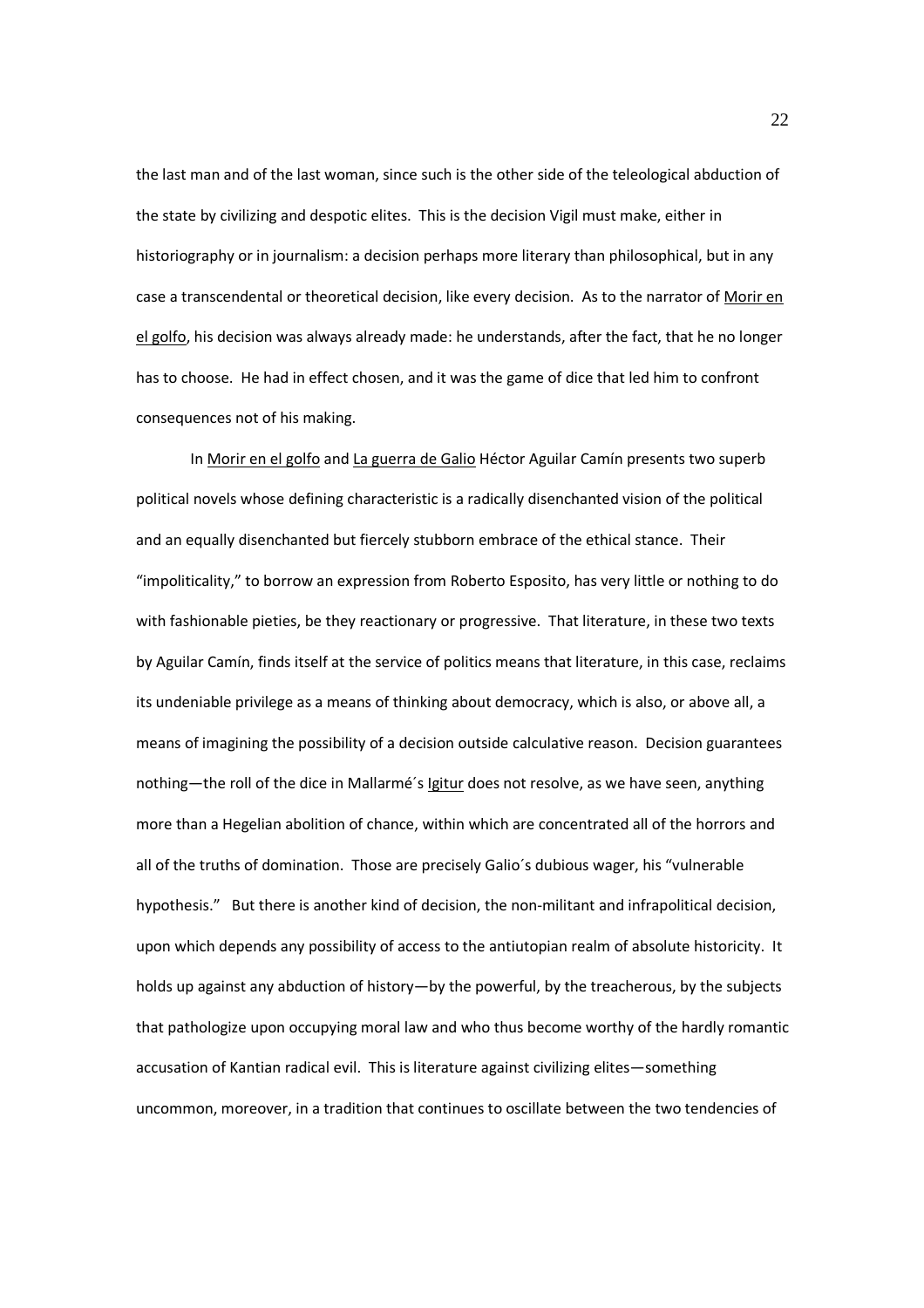the last man and of the last woman, since such is the other side of the teleological abduction of the state by civilizing and despotic elites. This is the decision Vigil must make, either in historiography or in journalism: a decision perhaps more literary than philosophical, but in any case a transcendental or theoretical decision, like every decision. As to the narrator of Morir en el golfo, his decision was always already made: he understands, after the fact, that he no longer has to choose. He had in effect chosen, and it was the game of dice that led him to confront consequences not of his making.

In Morir en el golfo and La guerra de Galio Héctor Aguilar Camín presents two superb political novels whose defining characteristic is a radically disenchanted vision of the political and an equally disenchanted but fiercely stubborn embrace of the ethical stance. Their "impoliticality," to borrow an expression from Roberto Esposito, has very little or nothing to do with fashionable pieties, be they reactionary or progressive. That literature, in these two texts by Aguilar Camín, finds itself at the service of politics means that literature, in this case, reclaims its undeniable privilege as a means of thinking about democracy, which is also, or above all, a means of imagining the possibility of a decision outside calculative reason. Decision guarantees nothing—the roll of the dice in Mallarmé´s Igitur does not resolve, as we have seen, anything more than a Hegelian abolition of chance, within which are concentrated all of the horrors and all of the truths of domination. Those are precisely Galio´s dubious wager, his "vulnerable hypothesis." But there is another kind of decision, the non-militant and infrapolitical decision, upon which depends any possibility of access to the antiutopian realm of absolute historicity. It holds up against any abduction of history—by the powerful, by the treacherous, by the subjects that pathologize upon occupying moral law and who thus become worthy of the hardly romantic accusation of Kantian radical evil. This is literature against civilizing elites—something uncommon, moreover, in a tradition that continues to oscillate between the two tendencies of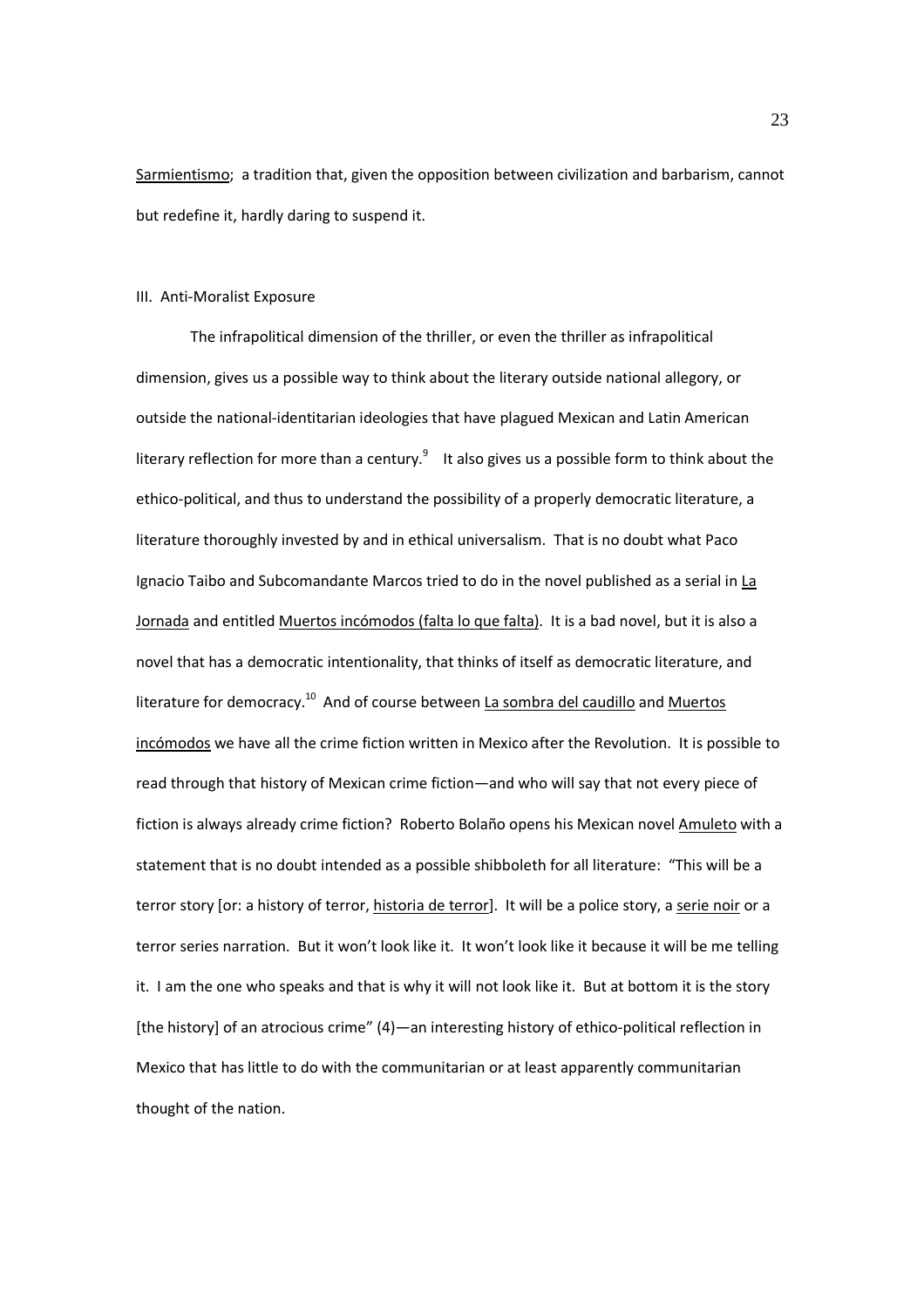Sarmientismo; a tradition that, given the opposition between civilization and barbarism, cannot but redefine it, hardly daring to suspend it.

## III. Anti-Moralist Exposure

The infrapolitical dimension of the thriller, or even the thriller as infrapolitical dimension, gives us a possible way to think about the literary outside national allegory, or outside the national-identitarian ideologies that have plagued Mexican and Latin American literary reflection for more than a century.[9] It also gives us a possible form to think about the ethico-political, and thus to understand the possibility of a properly democratic literature, a literature thoroughly invested by and in ethical universalism. That is no doubt what Paco Ignacio Taibo and Subcomandante Marcos tried to do in the novel published as a serial in La Jornada and entitled Muertos incómodos (falta lo que falta). It is a bad novel, but it is also a novel that has a democratic intentionality, that thinks of itself as democratic literature, and literature for democracy.[10] And of course between La sombra del caudillo and Muertos incómodos we have all the crime fiction written in Mexico after the Revolution. It is possible to read through that history of Mexican crime fiction—and who will say that not every piece of fiction is always already crime fiction? Roberto Bolaño opens his Mexican novel Amuleto with a statement that is no doubt intended as a possible shibboleth for all literature: "This will be a terror story [or: a history of terror, historia de terror]. It will be a police story, a serie noir or a terror series narration. But it won't look like it. It won't look like it because it will be me telling it. I am the one who speaks and that is why it will not look like it. But at bottom it is the story [the history] of an atrocious crime" (4)—an interesting history of ethico-political reflection in Mexico that has little to do with the communitarian or at least apparently communitarian thought of the nation.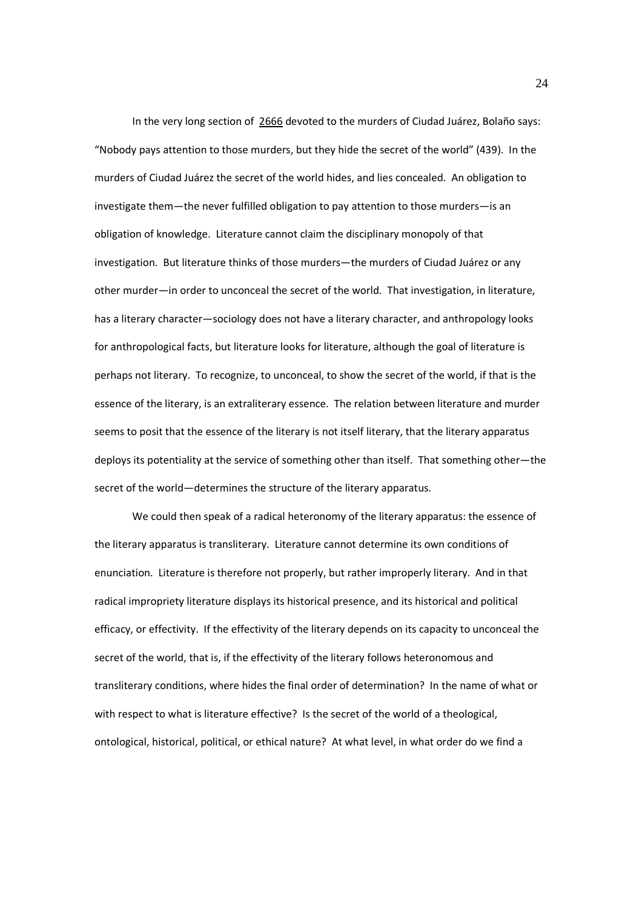In the very long section of 2666 devoted to the murders of Ciudad Juárez, Bolaño says: "Nobody pays attention to those murders, but they hide the secret of the world" (439). In the murders of Ciudad Juárez the secret of the world hides, and lies concealed. An obligation to investigate them—the never fulfilled obligation to pay attention to those murders—is an obligation of knowledge. Literature cannot claim the disciplinary monopoly of that investigation. But literature thinks of those murders—the murders of Ciudad Juárez or any other murder—in order to unconceal the secret of the world. That investigation, in literature, has a literary character—sociology does not have a literary character, and anthropology looks for anthropological facts, but literature looks for literature, although the goal of literature is perhaps not literary. To recognize, to unconceal, to show the secret of the world, if that is the essence of the literary, is an extraliterary essence. The relation between literature and murder seems to posit that the essence of the literary is not itself literary, that the literary apparatus deploys its potentiality at the service of something other than itself. That something other—the secret of the world—determines the structure of the literary apparatus.

We could then speak of a radical heteronomy of the literary apparatus: the essence of the literary apparatus is transliterary. Literature cannot determine its own conditions of enunciation. Literature is therefore not properly, but rather improperly literary. And in that radical impropriety literature displays its historical presence, and its historical and political efficacy, or effectivity. If the effectivity of the literary depends on its capacity to unconceal the secret of the world, that is, if the effectivity of the literary follows heteronomous and transliterary conditions, where hides the final order of determination? In the name of what or with respect to what is literature effective? Is the secret of the world of a theological, ontological, historical, political, or ethical nature? At what level, in what order do we find a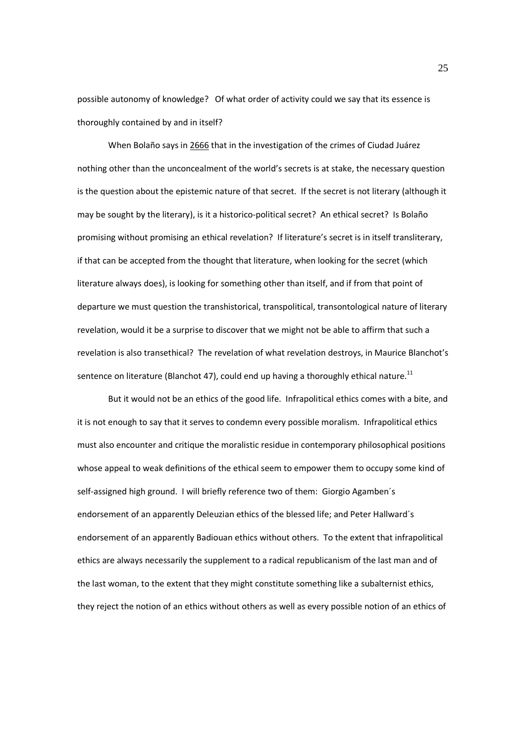possible autonomy of knowledge? Of what order of activity could we say that its essence is thoroughly contained by and in itself?

When Bolaño says in 2666 that in the investigation of the crimes of Ciudad Juárez nothing other than the unconcealment of the world's secrets is at stake, the necessary question is the question about the epistemic nature of that secret. If the secret is not literary (although it may be sought by the literary), is it a historico-political secret? An ethical secret? Is Bolaño promising without promising an ethical revelation? If literature's secret is in itself transliterary, if that can be accepted from the thought that literature, when looking for the secret (which literature always does), is looking for something other than itself, and if from that point of departure we must question the transhistorical, transpolitical, transontological nature of literary revelation, would it be a surprise to discover that we might not be able to affirm that such a revelation is also transethical? The revelation of what revelation destroys, in Maurice Blanchot's sentence on literature (Blanchot 47), could end up having a thoroughly ethical nature.[11]

But it would not be an ethics of the good life. Infrapolitical ethics comes with a bite, and it is not enough to say that it serves to condemn every possible moralism. Infrapolitical ethics must also encounter and critique the moralistic residue in contemporary philosophical positions whose appeal to weak definitions of the ethical seem to empower them to occupy some kind of self-assigned high ground. I will briefly reference two of them: Giorgio Agamben´s endorsement of an apparently Deleuzian ethics of the blessed life; and Peter Hallward´s endorsement of an apparently Badiouan ethics without others. To the extent that infrapolitical ethics are always necessarily the supplement to a radical republicanism of the last man and of the last woman, to the extent that they might constitute something like a subalternist ethics, they reject the notion of an ethics without others as well as every possible notion of an ethics of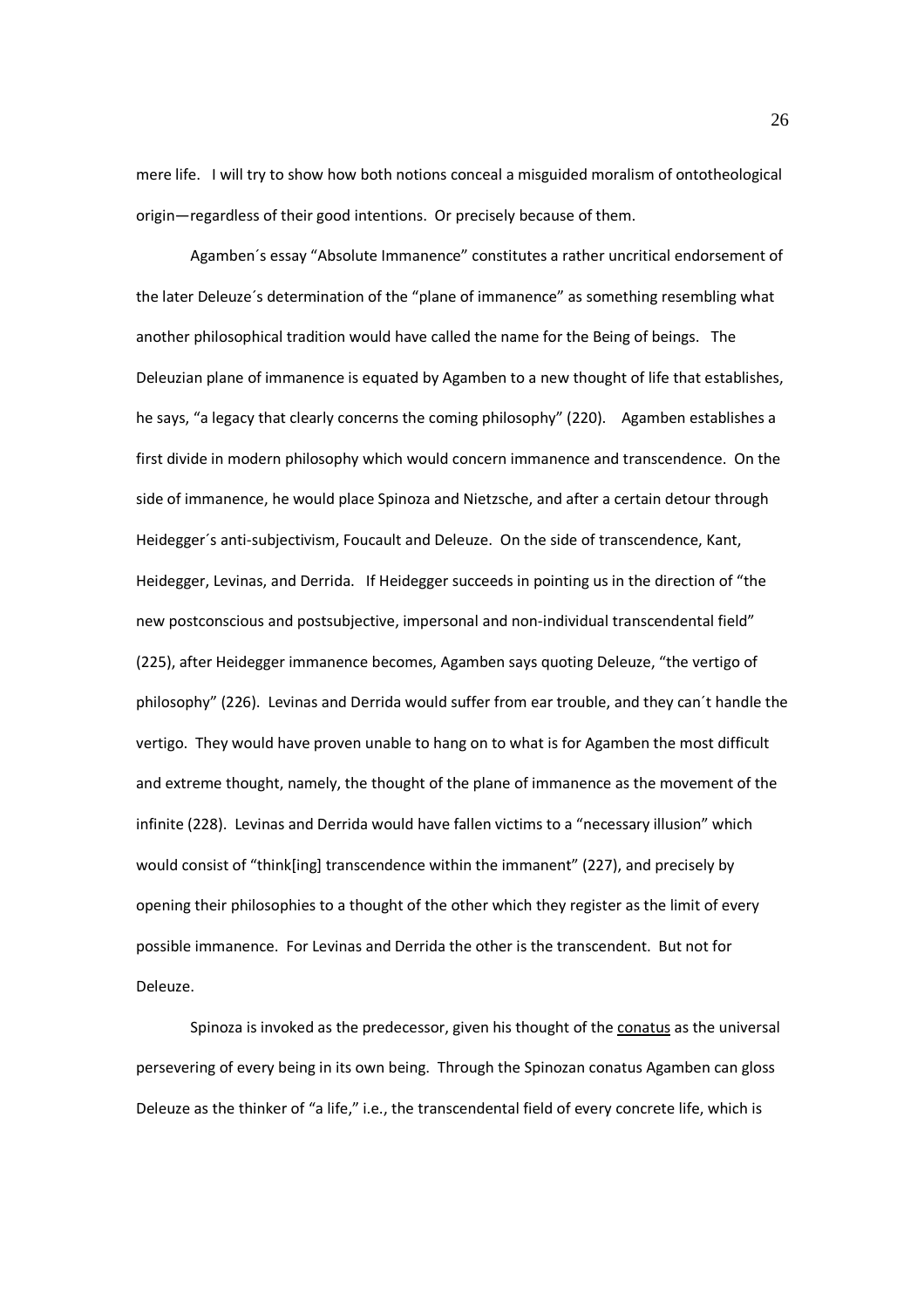mere life. I will try to show how both notions conceal a misguided moralism of ontotheological origin—regardless of their good intentions. Or precisely because of them.

Agamben´s essay "Absolute Immanence" constitutes a rather uncritical endorsement of the later Deleuze´s determination of the "plane of immanence" as something resembling what another philosophical tradition would have called the name for the Being of beings. The Deleuzian plane of immanence is equated by Agamben to a new thought of life that establishes, he says, "a legacy that clearly concerns the coming philosophy" (220). Agamben establishes a first divide in modern philosophy which would concern immanence and transcendence. On the side of immanence, he would place Spinoza and Nietzsche, and after a certain detour through Heidegger´s anti-subjectivism, Foucault and Deleuze. On the side of transcendence, Kant, Heidegger, Levinas, and Derrida. If Heidegger succeeds in pointing us in the direction of "the new postconscious and postsubjective, impersonal and non-individual transcendental field" (225), after Heidegger immanence becomes, Agamben says quoting Deleuze, "the vertigo of philosophy" (226). Levinas and Derrida would suffer from ear trouble, and they can´t handle the vertigo. They would have proven unable to hang on to what is for Agamben the most difficult and extreme thought, namely, the thought of the plane of immanence as the movement of the infinite (228). Levinas and Derrida would have fallen victims to a "necessary illusion" which would consist of "think[ing] transcendence within the immanent" (227), and precisely by opening their philosophies to a thought of the other which they register as the limit of every possible immanence. For Levinas and Derrida the other is the transcendent. But not for Deleuze.

Spinoza is invoked as the predecessor, given his thought of the <u>conatus</u> as the universal persevering of every being in its own being. Through the Spinozan conatus Agamben can gloss Deleuze as the thinker of "a life," i.e., the transcendental field of every concrete life, which is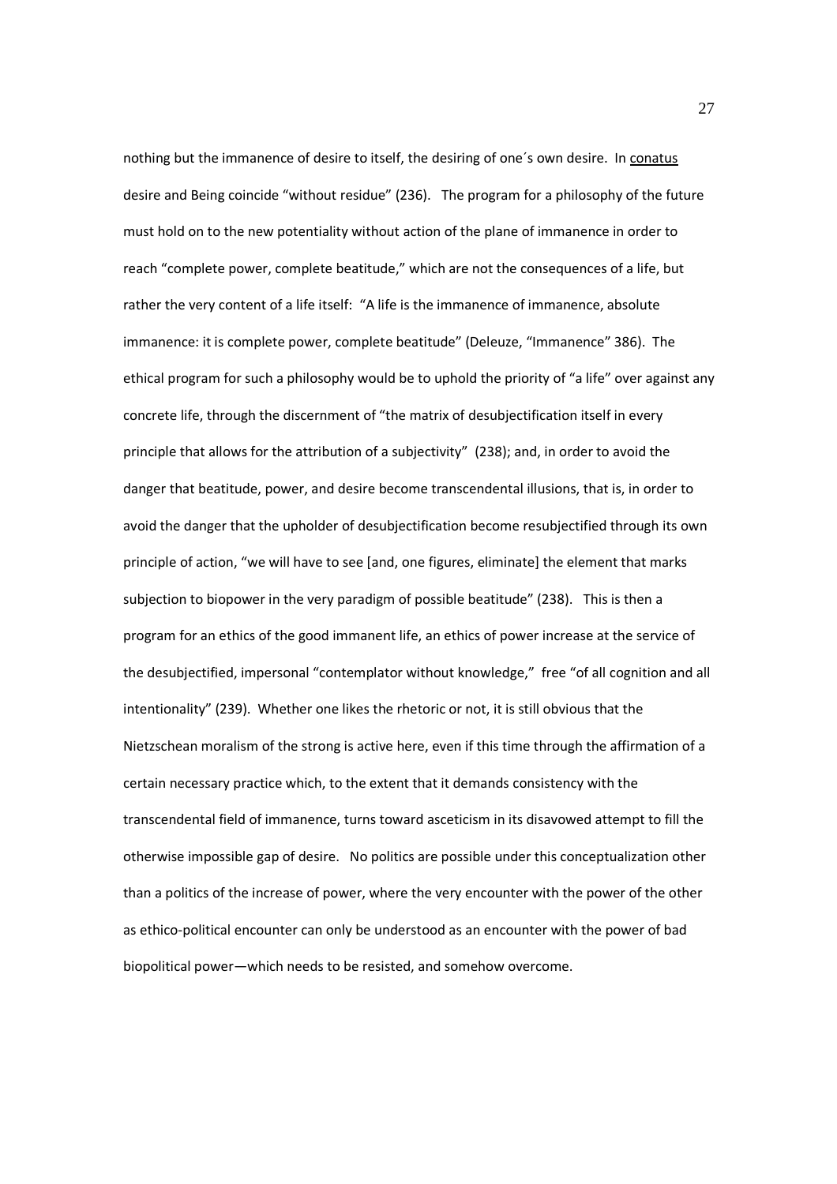nothing but the immanence of desire to itself, the desiring of one´s own desire. In conatus desire and Being coincide "without residue" (236). The program for a philosophy of the future must hold on to the new potentiality without action of the plane of immanence in order to reach "complete power, complete beatitude," which are not the consequences of a life, but rather the very content of a life itself: "A life is the immanence of immanence, absolute immanence: it is complete power, complete beatitude" (Deleuze, "Immanence" 386). The ethical program for such a philosophy would be to uphold the priority of "a life" over against any concrete life, through the discernment of "the matrix of desubjectification itself in every principle that allows for the attribution of a subjectivity" (238); and, in order to avoid the danger that beatitude, power, and desire become transcendental illusions, that is, in order to avoid the danger that the upholder of desubjectification become resubjectified through its own principle of action, "we will have to see [and, one figures, eliminate] the element that marks subjection to biopower in the very paradigm of possible beatitude" (238). This is then a program for an ethics of the good immanent life, an ethics of power increase at the service of the desubjectified, impersonal "contemplator without knowledge," free "of all cognition and all intentionality" (239). Whether one likes the rhetoric or not, it is still obvious that the Nietzschean moralism of the strong is active here, even if this time through the affirmation of a certain necessary practice which, to the extent that it demands consistency with the transcendental field of immanence, turns toward asceticism in its disavowed attempt to fill the otherwise impossible gap of desire. No politics are possible under this conceptualization other than a politics of the increase of power, where the very encounter with the power of the other as ethico-political encounter can only be understood as an encounter with the power of bad biopolitical power—which needs to be resisted, and somehow overcome.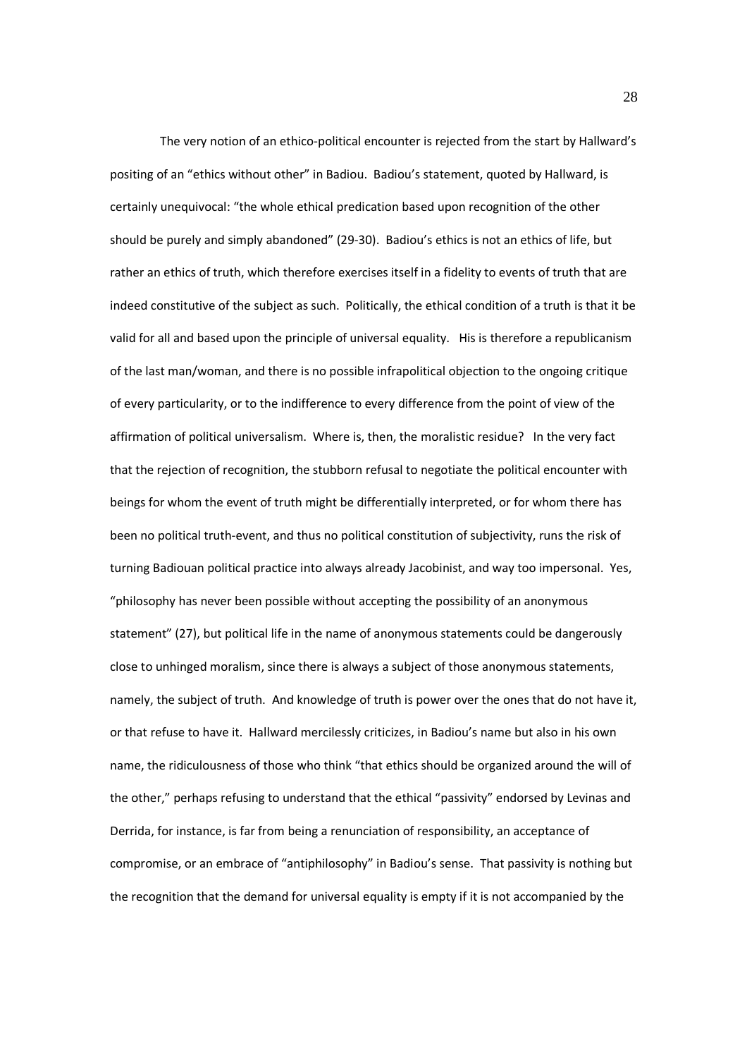The very notion of an ethico-political encounter is rejected from the start by Hallward's positing of an "ethics without other" in Badiou. Badiou's statement, quoted by Hallward, is certainly unequivocal: "the whole ethical predication based upon recognition of the other should be purely and simply abandoned" (29-30). Badiou's ethics is not an ethics of life, but rather an ethics of truth, which therefore exercises itself in a fidelity to events of truth that are indeed constitutive of the subject as such. Politically, the ethical condition of a truth is that it be valid for all and based upon the principle of universal equality. His is therefore a republicanism of the last man/woman, and there is no possible infrapolitical objection to the ongoing critique of every particularity, or to the indifference to every difference from the point of view of the affirmation of political universalism. Where is, then, the moralistic residue? In the very fact that the rejection of recognition, the stubborn refusal to negotiate the political encounter with beings for whom the event of truth might be differentially interpreted, or for whom there has been no political truth-event, and thus no political constitution of subjectivity, runs the risk of turning Badiouan political practice into always already Jacobinist, and way too impersonal. Yes, "philosophy has never been possible without accepting the possibility of an anonymous statement" (27), but political life in the name of anonymous statements could be dangerously close to unhinged moralism, since there is always a subject of those anonymous statements, namely, the subject of truth. And knowledge of truth is power over the ones that do not have it, or that refuse to have it. Hallward mercilessly criticizes, in Badiou's name but also in his own name, the ridiculousness of those who think "that ethics should be organized around the will of the other," perhaps refusing to understand that the ethical "passivity" endorsed by Levinas and Derrida, for instance, is far from being a renunciation of responsibility, an acceptance of compromise, or an embrace of "antiphilosophy" in Badiou's sense. That passivity is nothing but the recognition that the demand for universal equality is empty if it is not accompanied by the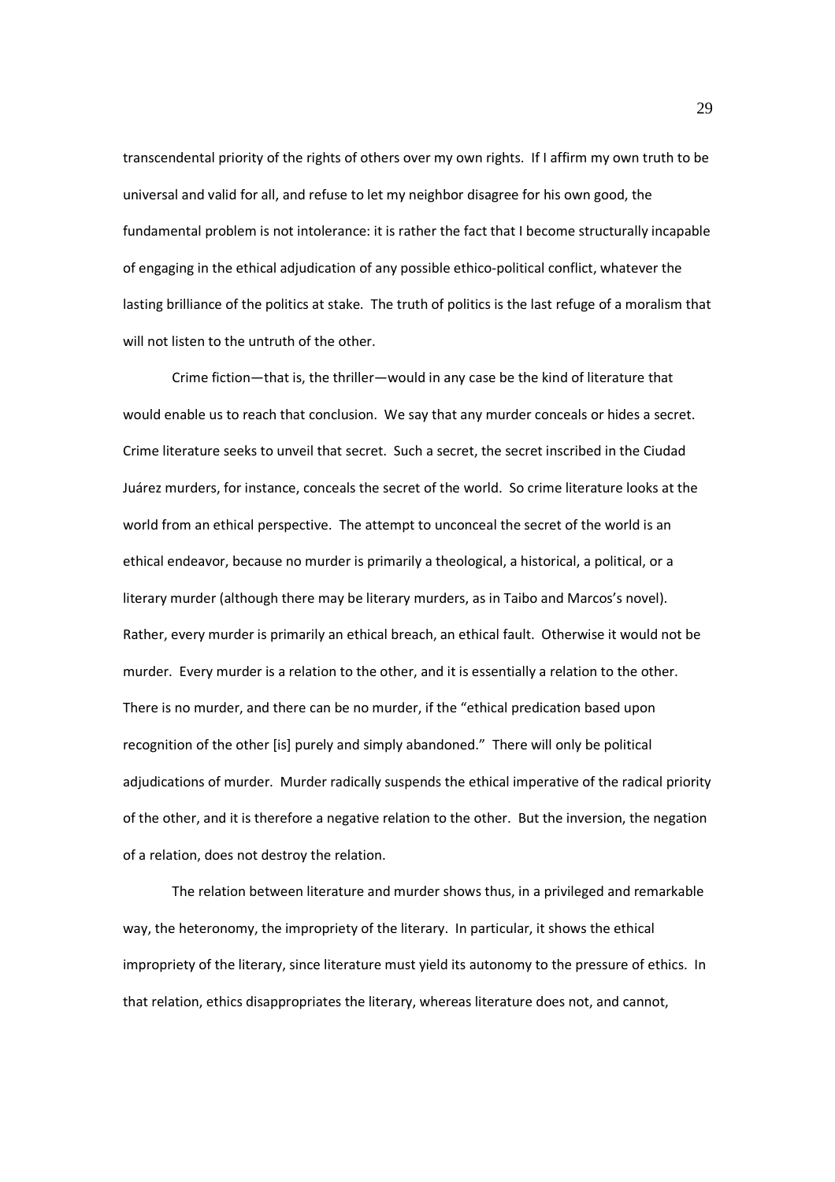transcendental priority of the rights of others over my own rights. If I affirm my own truth to be universal and valid for all, and refuse to let my neighbor disagree for his own good, the fundamental problem is not intolerance: it is rather the fact that I become structurally incapable of engaging in the ethical adjudication of any possible ethico-political conflict, whatever the lasting brilliance of the politics at stake. The truth of politics is the last refuge of a moralism that will not listen to the untruth of the other.

Crime fiction—that is, the thriller—would in any case be the kind of literature that would enable us to reach that conclusion. We say that any murder conceals or hides a secret. Crime literature seeks to unveil that secret. Such a secret, the secret inscribed in the Ciudad Juárez murders, for instance, conceals the secret of the world. So crime literature looks at the world from an ethical perspective. The attempt to unconceal the secret of the world is an ethical endeavor, because no murder is primarily a theological, a historical, a political, or a literary murder (although there may be literary murders, as in Taibo and Marcos's novel). Rather, every murder is primarily an ethical breach, an ethical fault. Otherwise it would not be murder. Every murder is a relation to the other, and it is essentially a relation to the other. There is no murder, and there can be no murder, if the "ethical predication based upon recognition of the other [is] purely and simply abandoned." There will only be political adjudications of murder. Murder radically suspends the ethical imperative of the radical priority of the other, and it is therefore a negative relation to the other. But the inversion, the negation of a relation, does not destroy the relation.

The relation between literature and murder shows thus, in a privileged and remarkable way, the heteronomy, the impropriety of the literary. In particular, it shows the ethical impropriety of the literary, since literature must yield its autonomy to the pressure of ethics. In that relation, ethics disappropriates the literary, whereas literature does not, and cannot,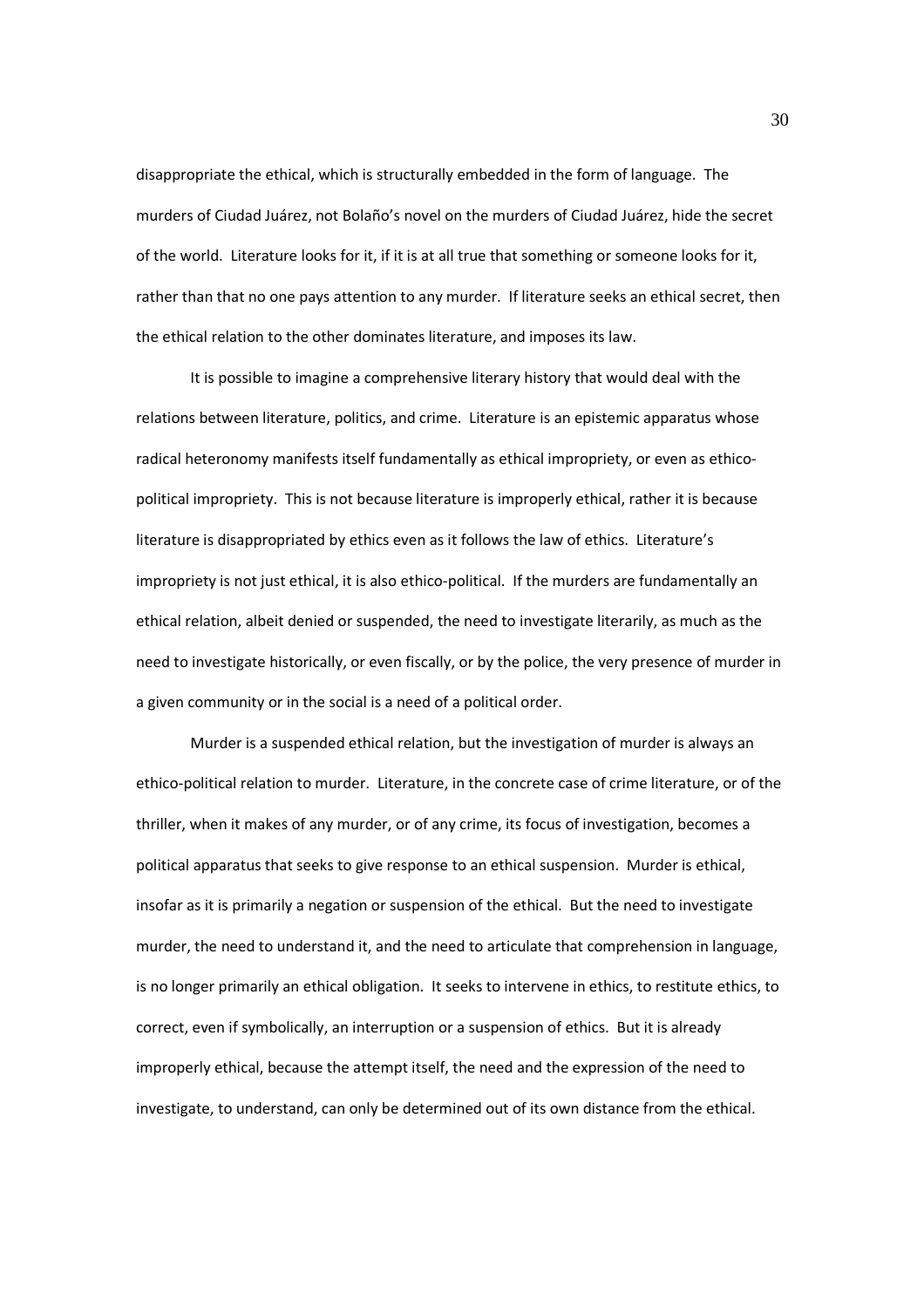disappropriate the ethical, which is structurally embedded in the form of language. The murders of Ciudad Juárez, not Bolaño's novel on the murders of Ciudad Juárez, hide the secret of the world. Literature looks for it, if it is at all true that something or someone looks for it, rather than that no one pays attention to any murder. If literature seeks an ethical secret, then the ethical relation to the other dominates literature, and imposes its law.

It is possible to imagine a comprehensive literary history that would deal with the relations between literature, politics, and crime. Literature is an epistemic apparatus whose radical heteronomy manifests itself fundamentally as ethical impropriety, or even as ethico-political impropriety. This is not because literature is improperly ethical, rather it is because literature is disappropriated by ethics even as it follows the law of ethics. Literature's impropriety is not just ethical, it is also ethico-political. If the murders are fundamentally an ethical relation, albeit denied or suspended, the need to investigate literarily, as much as the need to investigate historically, or even fiscally, or by the police, the very presence of murder in a given community or in the social is a need of a political order.

Murder is a suspended ethical relation, but the investigation of murder is always an ethico-political relation to murder. Literature, in the concrete case of crime literature, or of the thriller, when it makes of any murder, or of any crime, its focus of investigation, becomes a political apparatus that seeks to give response to an ethical suspension. Murder is ethical, insofar as it is primarily a negation or suspension of the ethical. But the need to investigate murder, the need to understand it, and the need to articulate that comprehension in language, is no longer primarily an ethical obligation. It seeks to intervene in ethics, to restitute ethics, to correct, even if symbolically, an interruption or a suspension of ethics. But it is already improperly ethical, because the attempt itself, the need and the expression of the need to investigate, to understand, can only be determined out of its own distance from the ethical.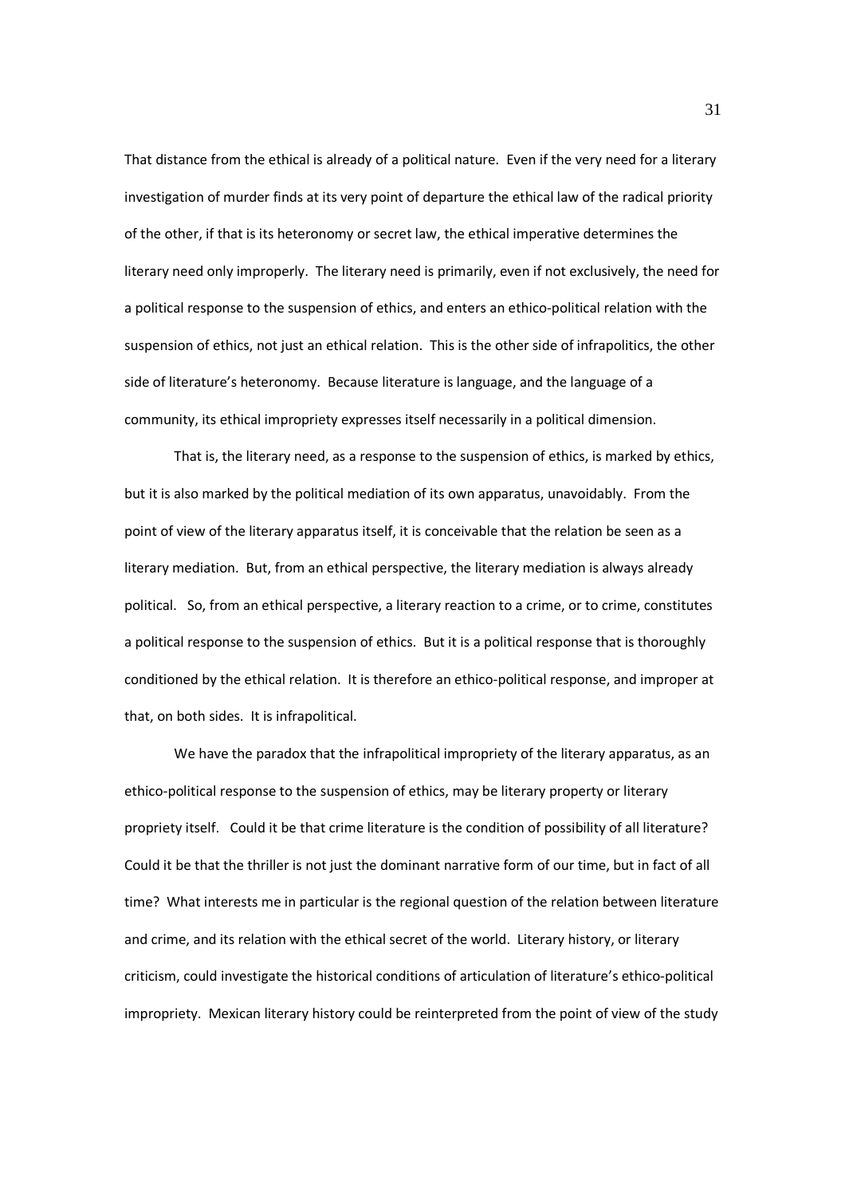That distance from the ethical is already of a political nature. Even if the very need for a literary investigation of murder finds at its very point of departure the ethical law of the radical priority of the other, if that is its heteronomy or secret law, the ethical imperative determines the literary need only improperly. The literary need is primarily, even if not exclusively, the need for a political response to the suspension of ethics, and enters an ethico-political relation with the suspension of ethics, not just an ethical relation. This is the other side of infrapolitics, the other side of literature's heteronomy. Because literature is language, and the language of a community, its ethical impropriety expresses itself necessarily in a political dimension.

That is, the literary need, as a response to the suspension of ethics, is marked by ethics, but it is also marked by the political mediation of its own apparatus, unavoidably. From the point of view of the literary apparatus itself, it is conceivable that the relation be seen as a literary mediation. But, from an ethical perspective, the literary mediation is always already political. So, from an ethical perspective, a literary reaction to a crime, or to crime, constitutes a political response to the suspension of ethics. But it is a political response that is thoroughly conditioned by the ethical relation. It is therefore an ethico-political response, and improper at that, on both sides. It is infrapolitical.

We have the paradox that the infrapolitical impropriety of the literary apparatus, as an ethico-political response to the suspension of ethics, may be literary property or literary propriety itself. Could it be that crime literature is the condition of possibility of all literature? Could it be that the thriller is not just the dominant narrative form of our time, but in fact of all time? What interests me in particular is the regional question of the relation between literature and crime, and its relation with the ethical secret of the world. Literary history, or literary criticism, could investigate the historical conditions of articulation of literature's ethico-political impropriety. Mexican literary history could be reinterpreted from the point of view of the study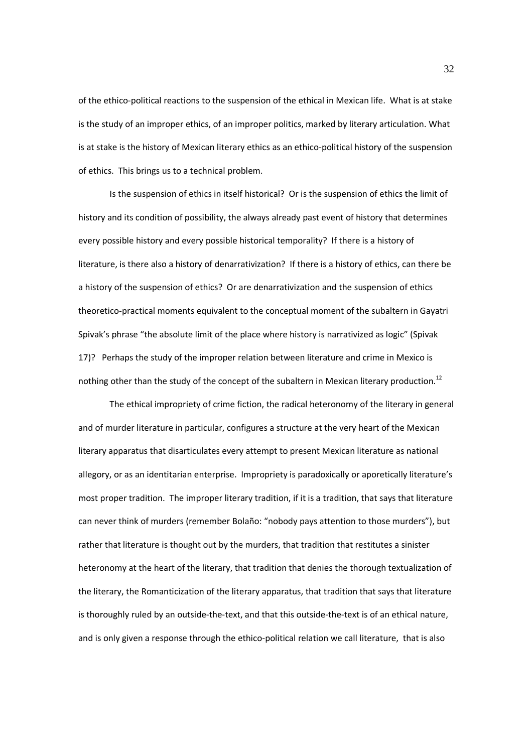of the ethico-political reactions to the suspension of the ethical in Mexican life. What is at stake is the study of an improper ethics, of an improper politics, marked by literary articulation. What is at stake is the history of Mexican literary ethics as an ethico-political history of the suspension of ethics. This brings us to a technical problem.

Is the suspension of ethics in itself historical? Or is the suspension of ethics the limit of history and its condition of possibility, the always already past event of history that determines every possible history and every possible historical temporality? If there is a history of literature, is there also a history of denarrativization? If there is a history of ethics, can there be a history of the suspension of ethics? Or are denarrativization and the suspension of ethics theoretico-practical moments equivalent to the conceptual moment of the subaltern in Gayatri Spivak's phrase "the absolute limit of the place where history is narrativized as logic" (Spivak 17)? Perhaps the study of the improper relation between literature and crime in Mexico is nothing other than the study of the concept of the subaltern in Mexican literary production.[12]

The ethical impropriety of crime fiction, the radical heteronomy of the literary in general and of murder literature in particular, configures a structure at the very heart of the Mexican literary apparatus that disarticulates every attempt to present Mexican literature as national allegory, or as an identitarian enterprise. Impropriety is paradoxically or aporetically literature's most proper tradition. The improper literary tradition, if it is a tradition, that says that literature can never think of murders (remember Bolaño: "nobody pays attention to those murders"), but rather that literature is thought out by the murders, that tradition that restitutes a sinister heteronomy at the heart of the literary, that tradition that denies the thorough textualization of the literary, the Romanticization of the literary apparatus, that tradition that says that literature is thoroughly ruled by an outside-the-text, and that this outside-the-text is of an ethical nature, and is only given a response through the ethico-political relation we call literature, that is also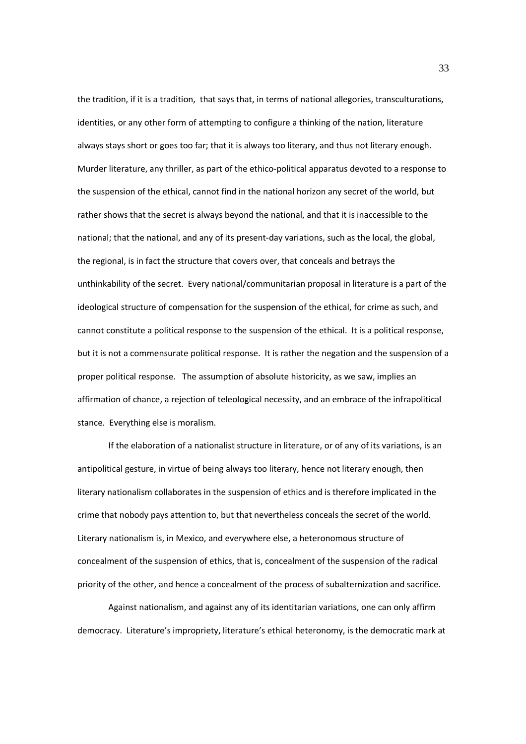the tradition, if it is a tradition, that says that, in terms of national allegories, transculturations, identities, or any other form of attempting to configure a thinking of the nation, literature always stays short or goes too far; that it is always too literary, and thus not literary enough. Murder literature, any thriller, as part of the ethico-political apparatus devoted to a response to the suspension of the ethical, cannot find in the national horizon any secret of the world, but rather shows that the secret is always beyond the national, and that it is inaccessible to the national; that the national, and any of its present-day variations, such as the local, the global, the regional, is in fact the structure that covers over, that conceals and betrays the unthinkability of the secret. Every national/communitarian proposal in literature is a part of the ideological structure of compensation for the suspension of the ethical, for crime as such, and cannot constitute a political response to the suspension of the ethical. It is a political response, but it is not a commensurate political response. It is rather the negation and the suspension of a proper political response. The assumption of absolute historicity, as we saw, implies an affirmation of chance, a rejection of teleological necessity, and an embrace of the infrapolitical stance. Everything else is moralism.

If the elaboration of a nationalist structure in literature, or of any of its variations, is an antipolitical gesture, in virtue of being always too literary, hence not literary enough, then literary nationalism collaborates in the suspension of ethics and is therefore implicated in the crime that nobody pays attention to, but that nevertheless conceals the secret of the world. Literary nationalism is, in Mexico, and everywhere else, a heteronomous structure of concealment of the suspension of ethics, that is, concealment of the suspension of the radical priority of the other, and hence a concealment of the process of subalternization and sacrifice.

Against nationalism, and against any of its identitarian variations, one can only affirm democracy. Literature's impropriety, literature's ethical heteronomy, is the democratic mark at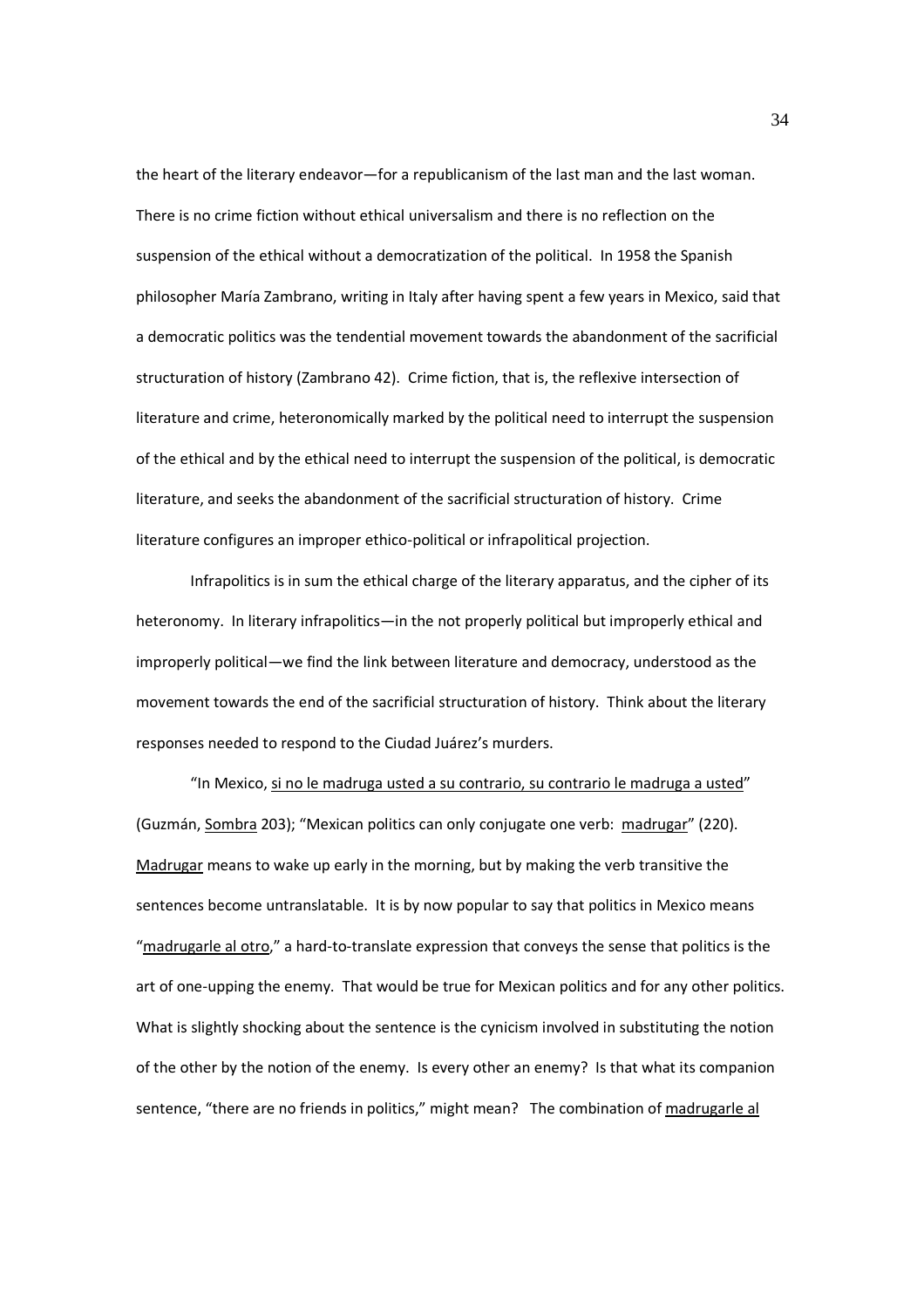the heart of the literary endeavor—for a republicanism of the last man and the last woman. There is no crime fiction without ethical universalism and there is no reflection on the suspension of the ethical without a democratization of the political. In 1958 the Spanish philosopher María Zambrano, writing in Italy after having spent a few years in Mexico, said that a democratic politics was the tendential movement towards the abandonment of the sacrificial structuration of history (Zambrano 42). Crime fiction, that is, the reflexive intersection of literature and crime, heteronomically marked by the political need to interrupt the suspension of the ethical and by the ethical need to interrupt the suspension of the political, is democratic literature, and seeks the abandonment of the sacrificial structuration of history. Crime literature configures an improper ethico-political or infrapolitical projection.

Infrapolitics is in sum the ethical charge of the literary apparatus, and the cipher of its heteronomy. In literary infrapolitics—in the not properly political but improperly ethical and improperly political—we find the link between literature and democracy, understood as the movement towards the end of the sacrificial structuration of history. Think about the literary responses needed to respond to the Ciudad Juárez's murders.

"In Mexico, <u>si no le madruga usted a su contrario, su contrario le madruga a usted</u>" (Guzmán, <u>Sombra</u> 203); "Mexican politics can only conjugate one verb: <u>madrugar</u>" (220). <u>Madrugar</u> means to wake up early in the morning, but by making the verb transitive the sentences become untranslatable. It is by now popular to say that politics in Mexico means "<u>madrugarle al otro</u>," a hard-to-translate expression that conveys the sense that politics is the art of one-upping the enemy. That would be true for Mexican politics and for any other politics. What is slightly shocking about the sentence is the cynicism involved in substituting the notion of the other by the notion of the enemy. Is every other an enemy? Is that what its companion sentence, "there are no friends in politics," might mean? The combination of <u>madrugarle al</u>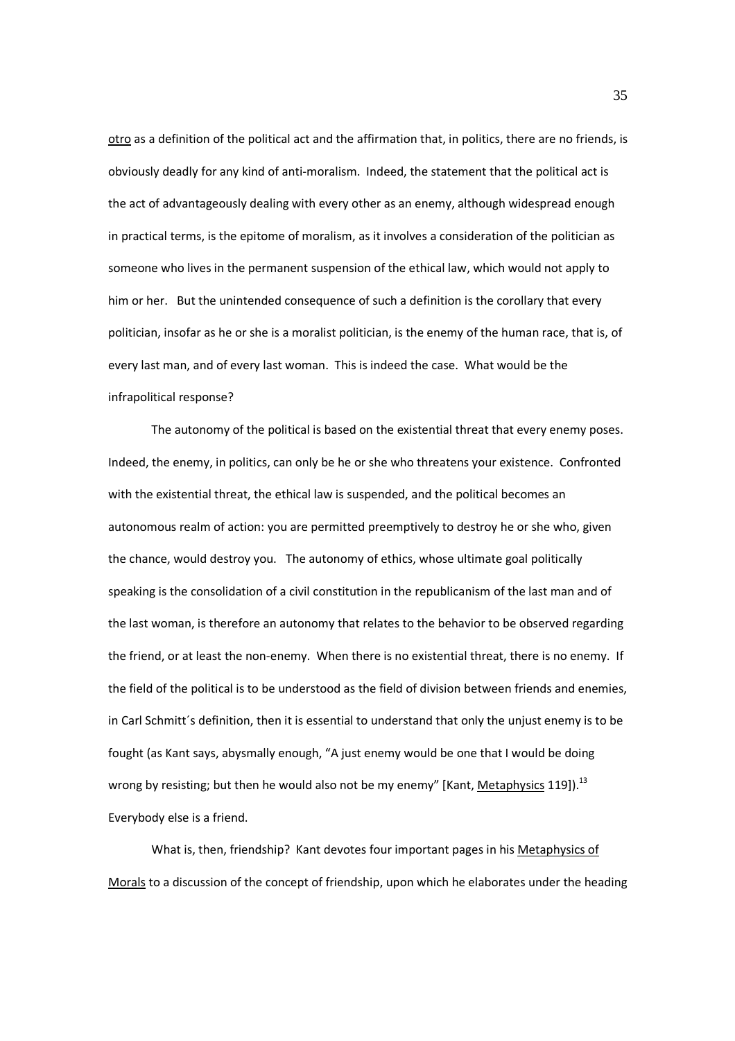otro as a definition of the political act and the affirmation that, in politics, there are no friends, is obviously deadly for any kind of anti-moralism. Indeed, the statement that the political act is the act of advantageously dealing with every other as an enemy, although widespread enough in practical terms, is the epitome of moralism, as it involves a consideration of the politician as someone who lives in the permanent suspension of the ethical law, which would not apply to him or her. But the unintended consequence of such a definition is the corollary that every politician, insofar as he or she is a moralist politician, is the enemy of the human race, that is, of every last man, and of every last woman. This is indeed the case. What would be the infrapolitical response?

The autonomy of the political is based on the existential threat that every enemy poses. Indeed, the enemy, in politics, can only be he or she who threatens your existence. Confronted with the existential threat, the ethical law is suspended, and the political becomes an autonomous realm of action: you are permitted preemptively to destroy he or she who, given the chance, would destroy you. The autonomy of ethics, whose ultimate goal politically speaking is the consolidation of a civil constitution in the republicanism of the last man and of the last woman, is therefore an autonomy that relates to the behavior to be observed regarding the friend, or at least the non-enemy. When there is no existential threat, there is no enemy. If the field of the political is to be understood as the field of division between friends and enemies, in Carl Schmitt´s definition, then it is essential to understand that only the unjust enemy is to be fought (as Kant says, abysmally enough, "A just enemy would be one that I would be doing wrong by resisting; but then he would also not be my enemy" [Kant, Metaphysics 119]).[13] Everybody else is a friend.

What is, then, friendship? Kant devotes four important pages in his Metaphysics of Morals to a discussion of the concept of friendship, upon which he elaborates under the heading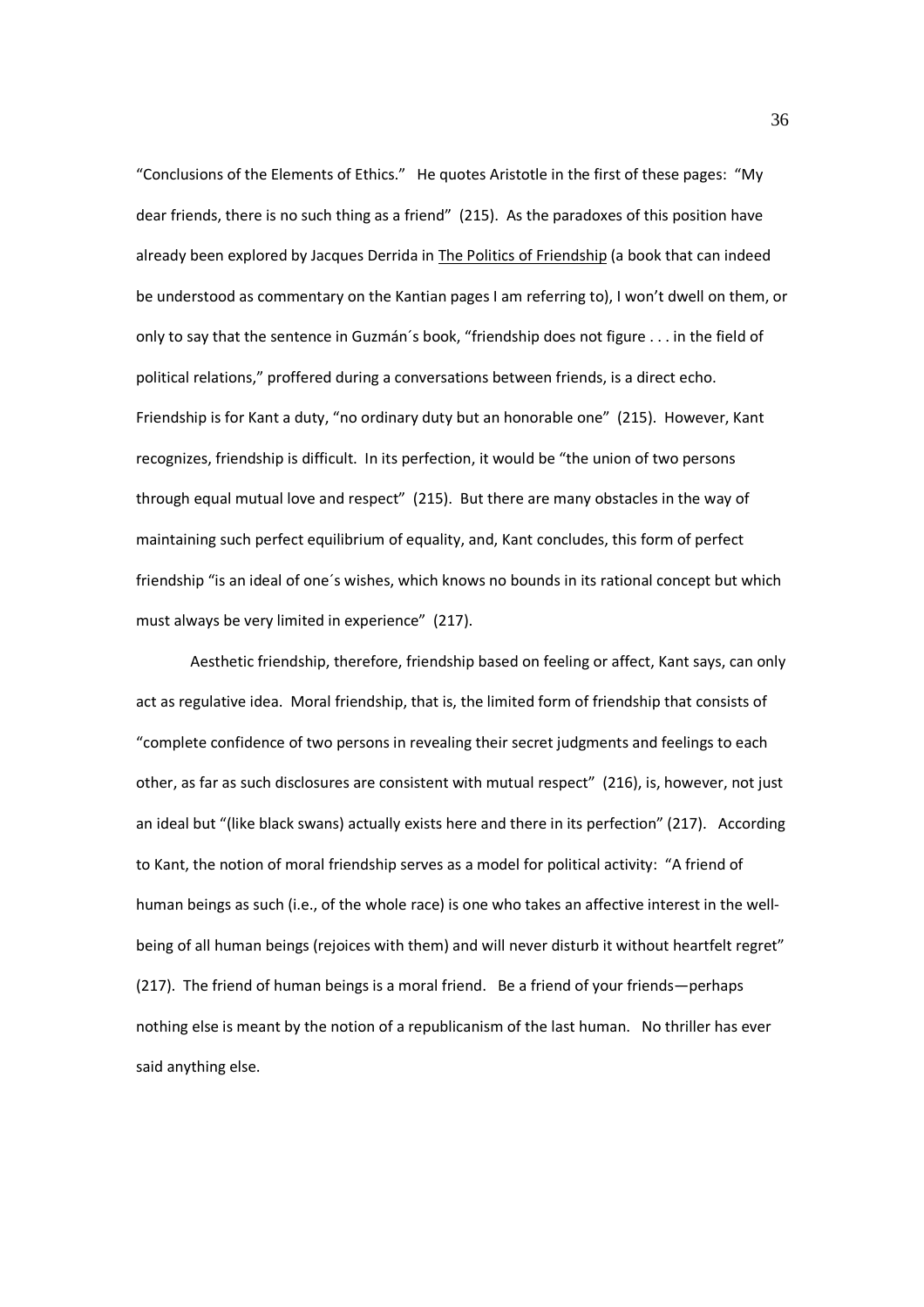"Conclusions of the Elements of Ethics." He quotes Aristotle in the first of these pages: "My dear friends, there is no such thing as a friend" (215). As the paradoxes of this position have already been explored by Jacques Derrida in The Politics of Friendship (a book that can indeed be understood as commentary on the Kantian pages I am referring to), I won't dwell on them, or only to say that the sentence in Guzmán´s book, "friendship does not figure . . . in the field of political relations," proffered during a conversations between friends, is a direct echo. Friendship is for Kant a duty, "no ordinary duty but an honorable one" (215). However, Kant recognizes, friendship is difficult. In its perfection, it would be "the union of two persons through equal mutual love and respect" (215). But there are many obstacles in the way of maintaining such perfect equilibrium of equality, and, Kant concludes, this form of perfect friendship "is an ideal of one´s wishes, which knows no bounds in its rational concept but which must always be very limited in experience" (217).

Aesthetic friendship, therefore, friendship based on feeling or affect, Kant says, can only act as regulative idea. Moral friendship, that is, the limited form of friendship that consists of "complete confidence of two persons in revealing their secret judgments and feelings to each other, as far as such disclosures are consistent with mutual respect" (216), is, however, not just an ideal but "(like black swans) actually exists here and there in its perfection" (217). According to Kant, the notion of moral friendship serves as a model for political activity: "A friend of human beings as such (i.e., of the whole race) is one who takes an affective interest in the well-being of all human beings (rejoices with them) and will never disturb it without heartfelt regret" (217). The friend of human beings is a moral friend. Be a friend of your friends—perhaps nothing else is meant by the notion of a republicanism of the last human. No thriller has ever said anything else.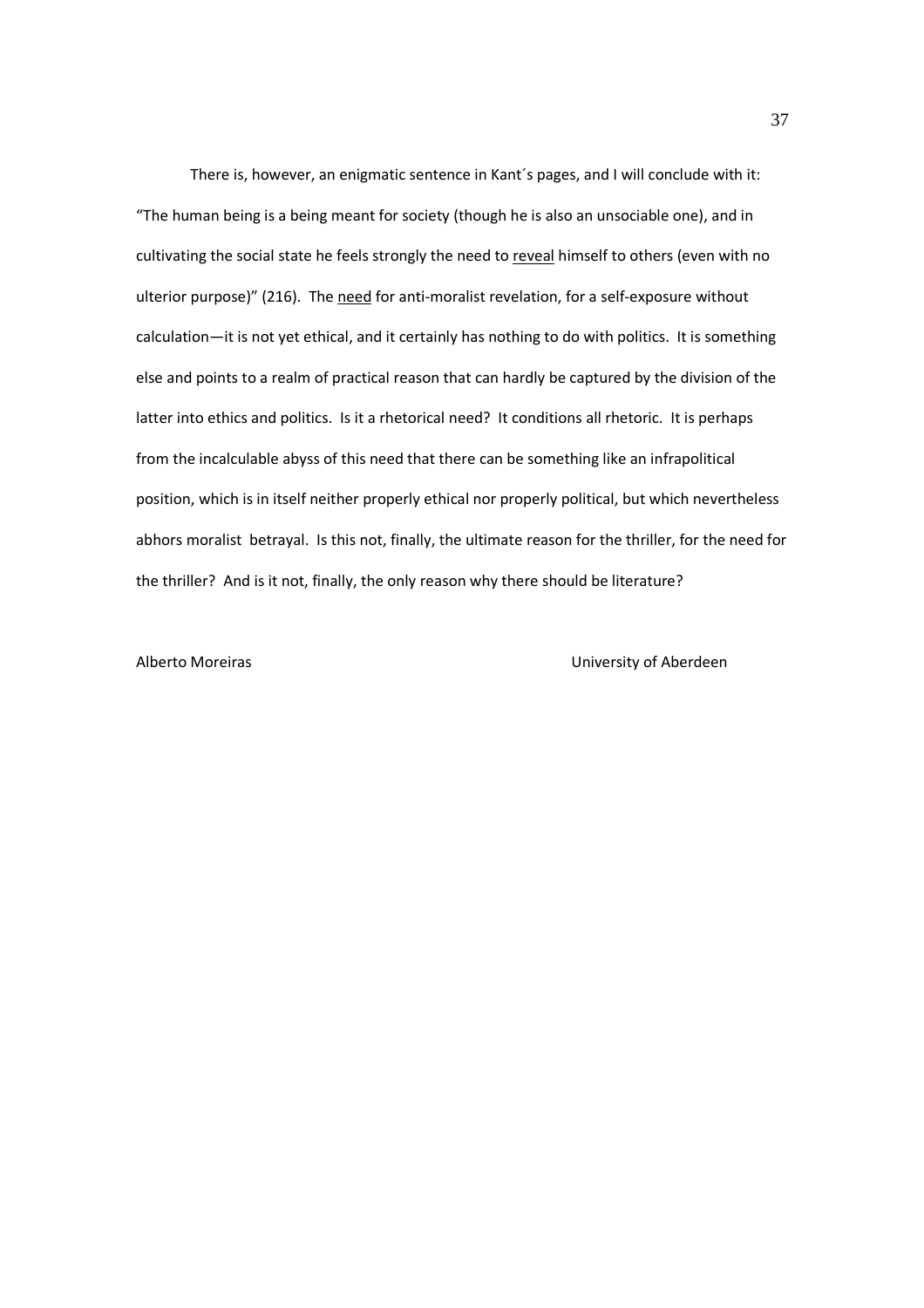There is, however, an enigmatic sentence in Kant´s pages, and I will conclude with it: "The human being is a being meant for society (though he is also an unsociable one), and in cultivating the social state he feels strongly the need to <u>reveal</u> himself to others (even with no ulterior purpose)" (216). The <u>need</u> for anti-moralist revelation, for a self-exposure without calculation—it is not yet ethical, and it certainly has nothing to do with politics. It is something else and points to a realm of practical reason that can hardly be captured by the division of the latter into ethics and politics. Is it a rhetorical need? It conditions all rhetoric. It is perhaps from the incalculable abyss of this need that there can be something like an infrapolitical position, which is in itself neither properly ethical nor properly political, but which nevertheless abhors moralist betrayal. Is this not, finally, the ultimate reason for the thriller, for the need for the thriller? And is it not, finally, the only reason why there should be literature?

Alberto Moreiras University of Aberdeen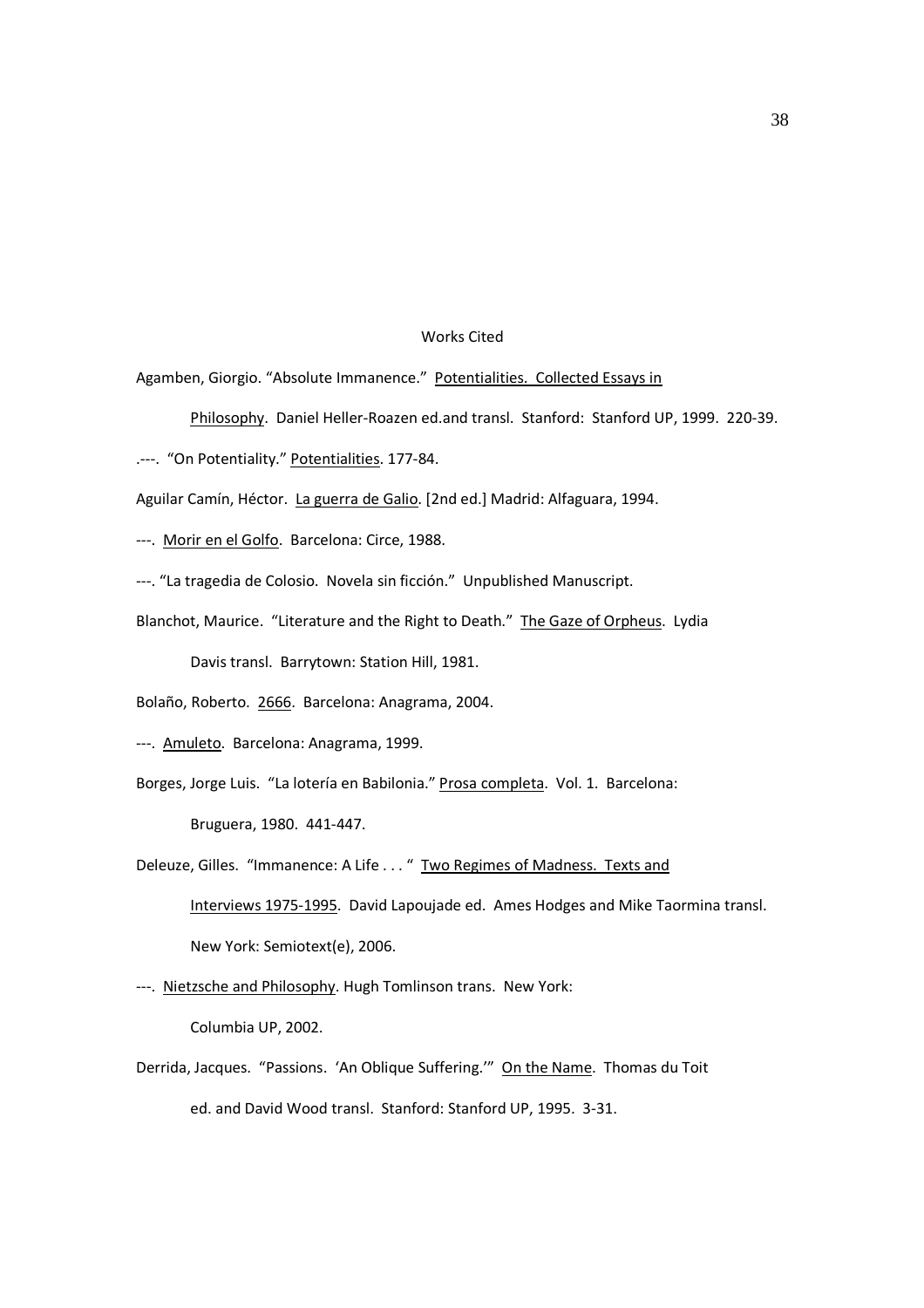## Works Cited

Agamben, Giorgio. "Absolute Immanence." Potentialities. Collected Essays in Philosophy. Daniel Heller-Roazen ed.and transl. Stanford: Stanford UP, 1999. 220-39.

.---. "On Potentiality." Potentialities. 177-84.

Aguilar Camín, Héctor. La guerra de Galio. [2nd ed.] Madrid: Alfaguara, 1994.

---. Morir en el Golfo. Barcelona: Circe, 1988.

---. "La tragedia de Colosio. Novela sin ficción." Unpublished Manuscript.

Blanchot, Maurice. "Literature and the Right to Death." The Gaze of Orpheus. Lydia Davis transl. Barrytown: Station Hill, 1981.

Bolaño, Roberto. 2666. Barcelona: Anagrama, 2004.

---. Amuleto. Barcelona: Anagrama, 1999.

Borges, Jorge Luis. "La lotería en Babilonia." Prosa completa. Vol. 1. Barcelona: Bruguera, 1980. 441-447.

Deleuze, Gilles. "Immanence: A Life . . . " Two Regimes of Madness. Texts and Interviews 1975-1995. David Lapoujade ed. Ames Hodges and Mike Taormina transl. New York: Semiotext(e), 2006.

---. Nietzsche and Philosophy. Hugh Tomlinson trans. New York: Columbia UP, 2002.

Derrida, Jacques. "Passions. 'An Oblique Suffering.'" On the Name. Thomas du Toit ed. and David Wood transl. Stanford: Stanford UP, 1995. 3-31.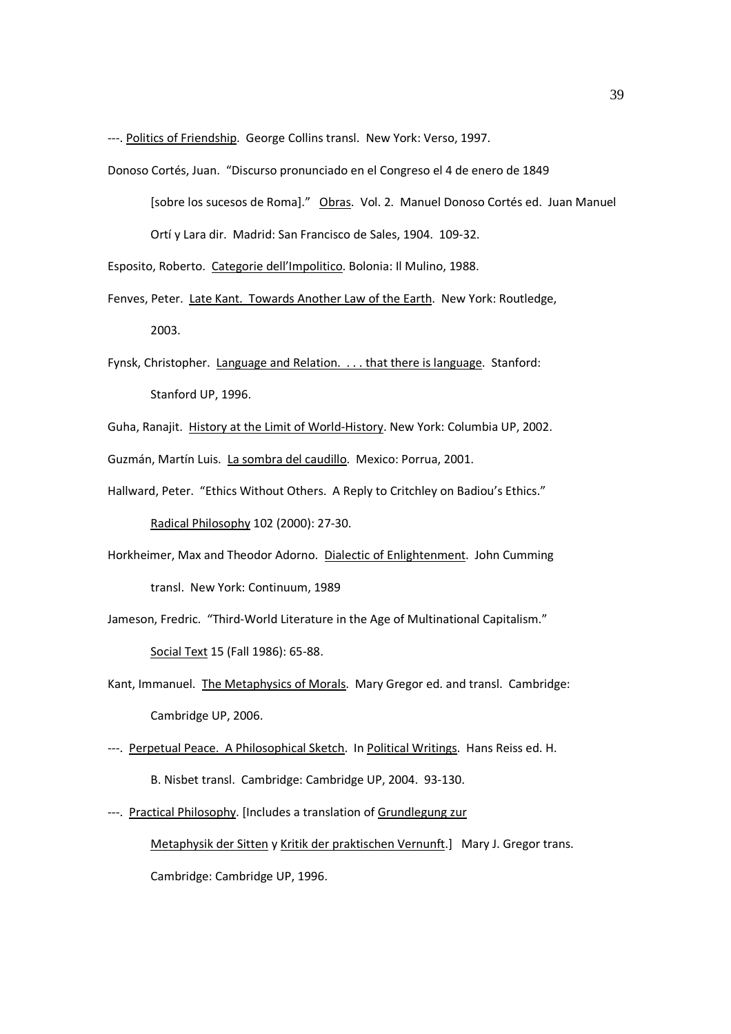---. Politics of Friendship. George Collins transl. New York: Verso, 1997.

Donoso Cortés, Juan. "Discurso pronunciado en el Congreso el 4 de enero de 1849 [sobre los sucesos de Roma]." Obras. Vol. 2. Manuel Donoso Cortés ed. Juan Manuel Ortí y Lara dir. Madrid: San Francisco de Sales, 1904. 109-32.

Esposito, Roberto. Categorie dell'Impolitico. Bolonia: Il Mulino, 1988.

Fenves, Peter. Late Kant. Towards Another Law of the Earth. New York: Routledge, 2003.

Fynsk, Christopher. Language and Relation. . . . that there is language. Stanford: Stanford UP, 1996.

Guha, Ranajit. History at the Limit of World-History. New York: Columbia UP, 2002.

Guzmán, Martín Luis. La sombra del caudillo. Mexico: Porrua, 2001.

Hallward, Peter. "Ethics Without Others. A Reply to Critchley on Badiou's Ethics." Radical Philosophy 102 (2000): 27-30.

Horkheimer, Max and Theodor Adorno. Dialectic of Enlightenment. John Cumming transl. New York: Continuum, 1989

Jameson, Fredric. "Third-World Literature in the Age of Multinational Capitalism." Social Text 15 (Fall 1986): 65-88.

Kant, Immanuel. The Metaphysics of Morals. Mary Gregor ed. and transl. Cambridge: Cambridge UP, 2006.

---. Perpetual Peace. A Philosophical Sketch. In Political Writings. Hans Reiss ed. H. B. Nisbet transl. Cambridge: Cambridge UP, 2004. 93-130.

---. Practical Philosophy. [Includes a translation of Grundlegung zur Metaphysik der Sitten y Kritik der praktischen Vernunft.] Mary J. Gregor trans. Cambridge: Cambridge UP, 1996.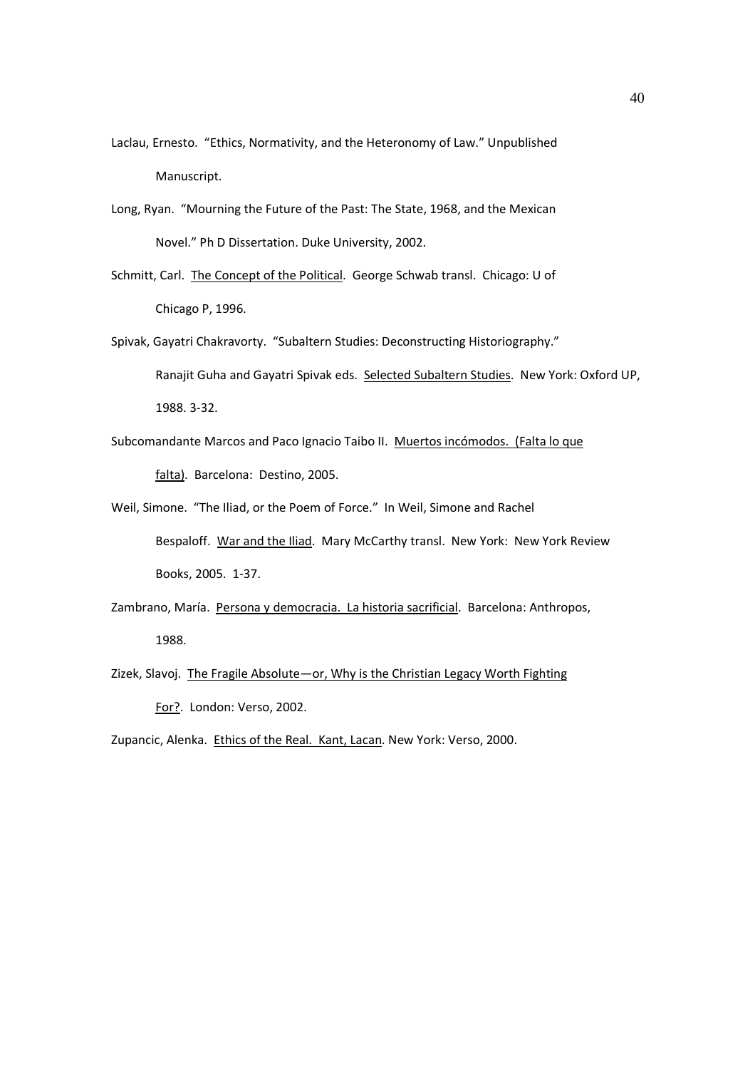Laclau, Ernesto. "Ethics, Normativity, and the Heteronomy of Law." Unpublished Manuscript.

Long, Ryan. "Mourning the Future of the Past: The State, 1968, and the Mexican Novel." Ph D Dissertation. Duke University, 2002.

Schmitt, Carl. The Concept of the Political. George Schwab transl. Chicago: U of Chicago P, 1996.

Spivak, Gayatri Chakravorty. "Subaltern Studies: Deconstructing Historiography." Ranajit Guha and Gayatri Spivak eds. Selected Subaltern Studies. New York: Oxford UP, 1988. 3-32.

Subcomandante Marcos and Paco Ignacio Taibo II. Muertos incómodos. (Falta lo que falta). Barcelona: Destino, 2005.

Weil, Simone. "The Iliad, or the Poem of Force." In Weil, Simone and Rachel Bespaloff. War and the Iliad. Mary McCarthy transl. New York: New York Review Books, 2005. 1-37.

Zambrano, María. Persona y democracia. La historia sacrificial. Barcelona: Anthropos, 1988.

Zizek, Slavoj. The Fragile Absolute—or, Why is the Christian Legacy Worth Fighting For?. London: Verso, 2002.

Zupancic, Alenka. Ethics of the Real. Kant, Lacan. New York: Verso, 2000.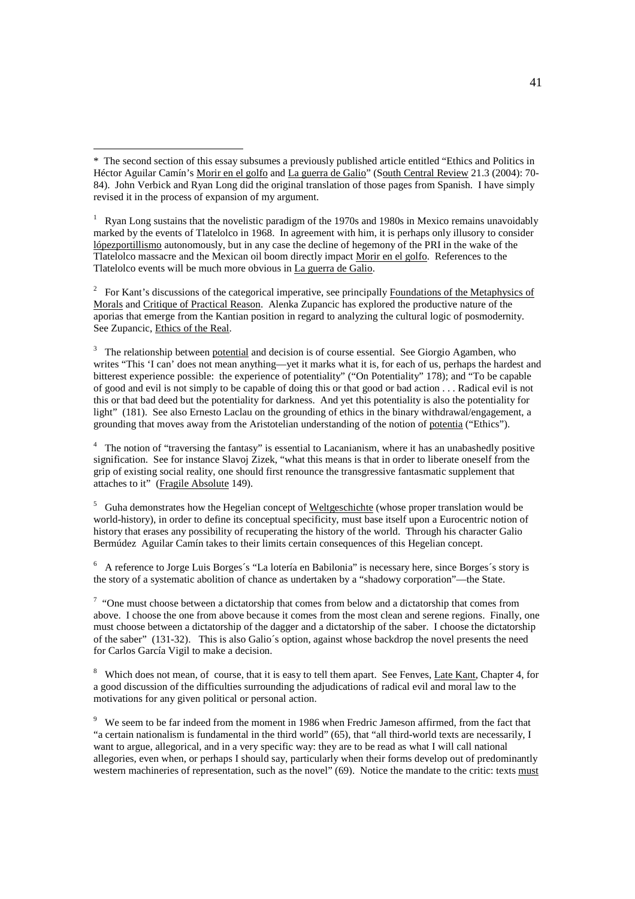* The second section of this essay subsumes a previously published article entitled "Ethics and Politics in Héctor Aguilar Camín's Morir en el golfo and La guerra de Galio" (South Central Review 21.3 (2004): 70-84). John Verbick and Ryan Long did the original translation of those pages from Spanish. I have simply revised it in the process of expansion of my argument.

[1] Ryan Long sustains that the novelistic paradigm of the 1970s and 1980s in Mexico remains unavoidably marked by the events of Tlatelolco in 1968. In agreement with him, it is perhaps only illusory to consider lópezportillismo autonomously, but in any case the decline of hegemony of the PRI in the wake of the Tlatelolco massacre and the Mexican oil boom directly impact Morir en el golfo. References to the Tlatelolco events will be much more obvious in La guerra de Galio.

[2] For Kant's discussions of the categorical imperative, see principally Foundations of the Metaphysics of Morals and Critique of Practical Reason. Alenka Zupancic has explored the productive nature of the aporias that emerge from the Kantian position in regard to analyzing the cultural logic of posmodernity. See Zupancic, Ethics of the Real.

[3] The relationship between potential and decision is of course essential. See Giorgio Agamben, who writes "This 'I can' does not mean anything—yet it marks what it is, for each of us, perhaps the hardest and bitterest experience possible: the experience of potentiality" ("On Potentiality" 178); and "To be capable of good and evil is not simply to be capable of doing this or that good or bad action . . . Radical evil is not this or that bad deed but the potentiality for darkness. And yet this potentiality is also the potentiality for light" (181). See also Ernesto Laclau on the grounding of ethics in the binary withdrawal/engagement, a grounding that moves away from the Aristotelian understanding of the notion of potentia ("Ethics").

[4] The notion of "traversing the fantasy" is essential to Lacanianism, where it has an unabashedly positive signification. See for instance Slavoj Zizek, "what this means is that in order to liberate oneself from the grip of existing social reality, one should first renounce the transgressive fantasmatic supplement that attaches to it" (Fragile Absolute 149).

[5] Guha demonstrates how the Hegelian concept of Weltgeschichte (whose proper translation would be world-history), in order to define its conceptual specificity, must base itself upon a Eurocentric notion of history that erases any possibility of recuperating the history of the world. Through his character Galio Bermúdez Aguilar Camín takes to their limits certain consequences of this Hegelian concept.

[6] A reference to Jorge Luis Borges´s "La lotería en Babilonia" is necessary here, since Borges´s story is the story of a systematic abolition of chance as undertaken by a "shadowy corporation"—the State.

[7] "One must choose between a dictatorship that comes from below and a dictatorship that comes from above. I choose the one from above because it comes from the most clean and serene regions. Finally, one must choose between a dictatorship of the dagger and a dictatorship of the saber. I choose the dictatorship of the saber" (131-32). This is also Galio´s option, against whose backdrop the novel presents the need for Carlos García Vigil to make a decision.

[8] Which does not mean, of course, that it is easy to tell them apart. See Fenves, Late Kant, Chapter 4, for a good discussion of the difficulties surrounding the adjudications of radical evil and moral law to the motivations for any given political or personal action.

[9] We seem to be far indeed from the moment in 1986 when Fredric Jameson affirmed, from the fact that "a certain nationalism is fundamental in the third world" (65), that "all third-world texts are necessarily, I want to argue, allegorical, and in a very specific way: they are to be read as what I will call national allegories, even when, or perhaps I should say, particularly when their forms develop out of predominantly western machineries of representation, such as the novel" (69). Notice the mandate to the critic: texts must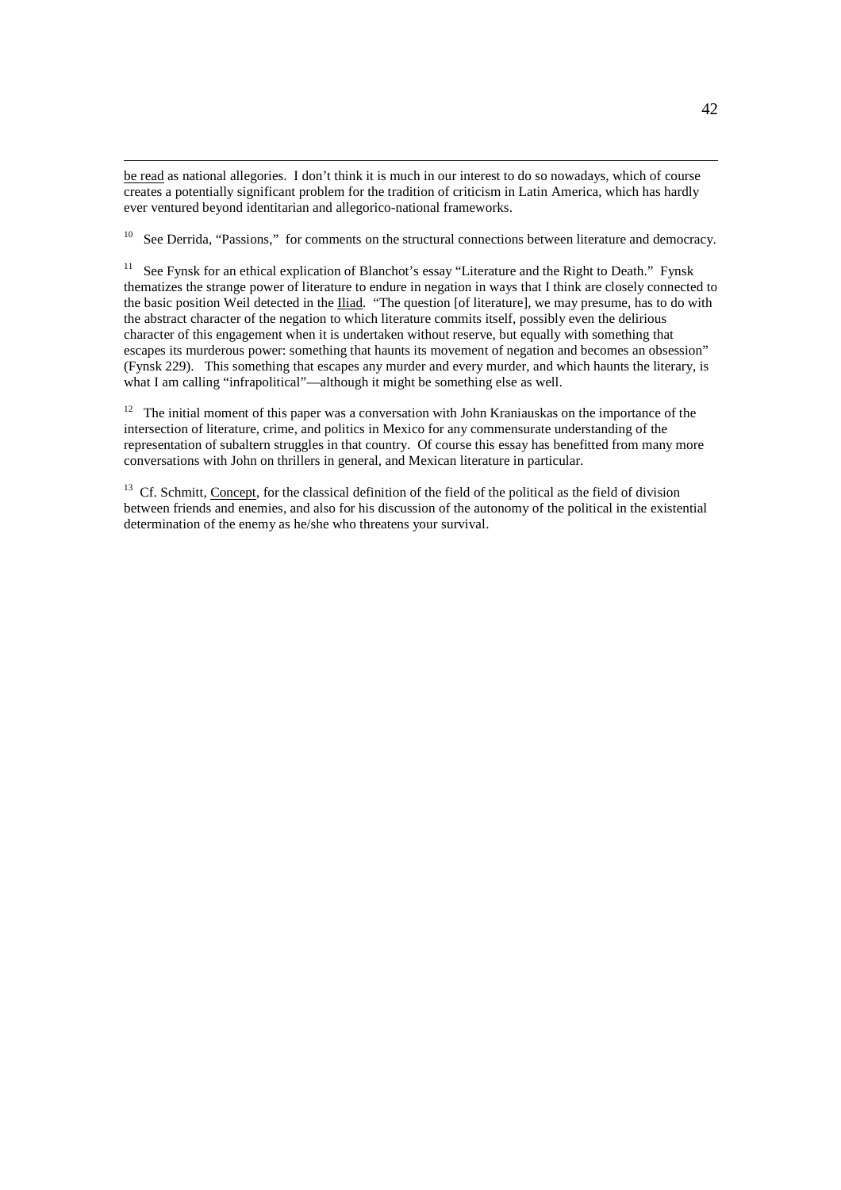be read as national allegories. I don't think it is much in our interest to do so nowadays, which of course creates a potentially significant problem for the tradition of criticism in Latin America, which has hardly ever ventured beyond identitarian and allegorico-national frameworks.

[10] See Derrida, "Passions," for comments on the structural connections between literature and democracy.

[11] See Fynsk for an ethical explication of Blanchot's essay "Literature and the Right to Death." Fynsk thematizes the strange power of literature to endure in negation in ways that I think are closely connected to the basic position Weil detected in the Iliad. "The question [of literature], we may presume, has to do with the abstract character of the negation to which literature commits itself, possibly even the delirious character of this engagement when it is undertaken without reserve, but equally with something that escapes its murderous power: something that haunts its movement of negation and becomes an obsession" (Fynsk 229). This something that escapes any murder and every murder, and which haunts the literary, is what I am calling "infrapolitical"—although it might be something else as well.

[12] The initial moment of this paper was a conversation with John Kraniauskas on the importance of the intersection of literature, crime, and politics in Mexico for any commensurate understanding of the representation of subaltern struggles in that country. Of course this essay has benefitted from many more conversations with John on thrillers in general, and Mexican literature in particular.

[13] Cf. Schmitt, Concept, for the classical definition of the field of the political as the field of division between friends and enemies, and also for his discussion of the autonomy of the political in the existential determination of the enemy as he/she who threatens your survival.